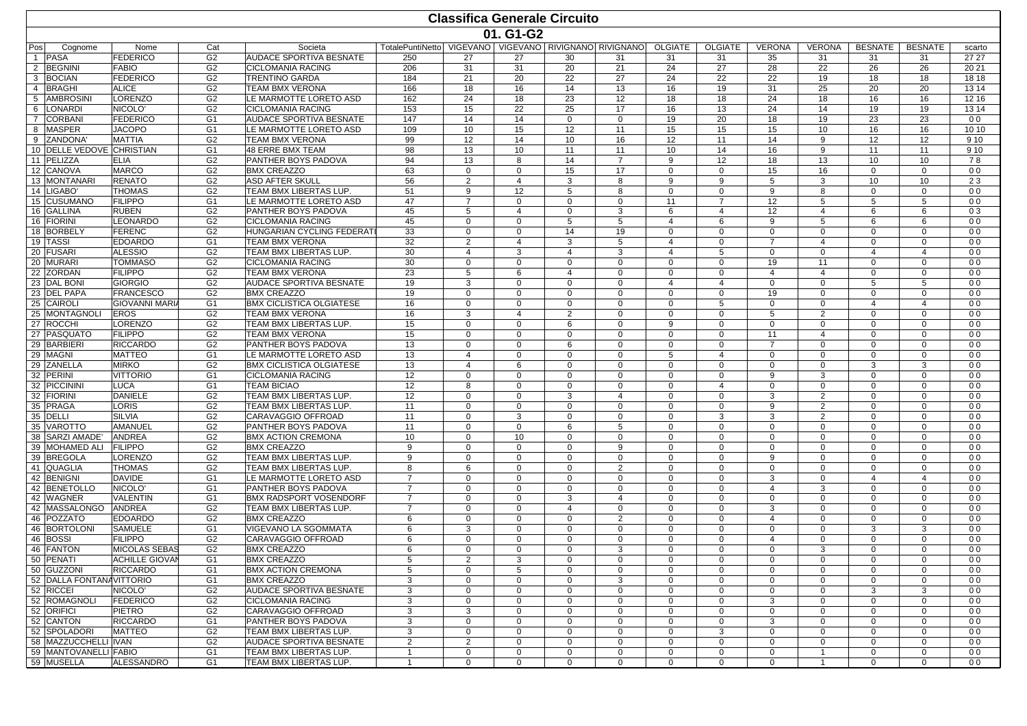# Classifica Generale Circuito

## 01. G1-G2

| Pos | Cognome | Nome | Cat | Societa | TotalePuntiNetto | VIGEVANO | VIGEVANO | RIVIGNANO | RIVIGNANO | OLGIATE | OLGIATE | VERONA | VERONA | BESNATE | BESNATE | scarto |
|---|---|---|---|---|---|---|---|---|---|---|---|---|---|---|---|---|
| 1 | PASA | FEDERICO | G2 | AUDACE SPORTIVA BESNATE | 250 | 27 | 27 | 30 | 31 | 31 | 31 | 35 | 31 | 31 | 31 | 27 27 |
| 2 | BEGNINI | FABIO | G2 | CICLOMANIA RACING | 206 | 31 | 31 | 20 | 21 | 24 | 27 | 28 | 22 | 26 | 26 | 20 21 |
| 3 | BOCIAN | FEDERICO | G2 | TRENTINO GARDA | 184 | 21 | 20 | 22 | 27 | 24 | 22 | 22 | 19 | 18 | 18 | 18 18 |
| 4 | BRAGHI | ALICE | G2 | TEAM BMX VERONA | 166 | 18 | 16 | 14 | 13 | 16 | 19 | 31 | 25 | 20 | 20 | 13 14 |
| 5 | AMBROSINI | LORENZO | G2 | LE MARMOTTE LORETO ASD | 162 | 24 | 18 | 23 | 12 | 18 | 18 | 24 | 18 | 16 | 16 | 12 16 |
| 6 | LONARDI | NICOLO' | G2 | CICLOMANIA RACING | 153 | 15 | 22 | 25 | 17 | 16 | 13 | 24 | 14 | 19 | 19 | 13 14 |
| 7 | CORBANI | FEDERICO | G1 | AUDACE SPORTIVA BESNATE | 147 | 14 | 14 | 0 | 0 | 19 | 20 | 18 | 19 | 23 | 23 | 0 0 |
| 8 | MASPER | JACOPO | G1 | LE MARMOTTE LORETO ASD | 109 | 10 | 15 | 12 | 11 | 15 | 15 | 15 | 10 | 16 | 16 | 10 10 |
| 9 | ZANDONA' | MATTIA | G2 | TEAM BMX VERONA | 99 | 12 | 14 | 10 | 16 | 12 | 11 | 14 | 9 | 12 | 12 | 9 10 |
| 10 | DELLE VEDOVE | CHRISTIAN | G1 | 48 ERRE BMX TEAM | 98 | 13 | 10 | 11 | 11 | 10 | 14 | 16 | 9 | 11 | 11 | 9 10 |
| 11 | PELIZZA | ELIA | G2 | PANTHER BOYS PADOVA | 94 | 13 | 8 | 14 | 7 | 9 | 12 | 18 | 13 | 10 | 10 | 7 8 |
| 12 | CANOVA | MARCO | G2 | BMX CREAZZO | 63 | 0 | 0 | 15 | 17 | 0 | 0 | 15 | 16 | 0 | 0 | 0 0 |
| 13 | MONTANARI | RENATO | G2 | ASD AFTER SKULL | 56 | 2 | 4 | 3 | 8 | 9 | 9 | 5 | 3 | 10 | 10 | 2 3 |
| 14 | LIGABO' | THOMAS | G2 | TEAM BMX LIBERTAS LUP. | 51 | 9 | 12 | 5 | 8 | 0 | 0 | 9 | 8 | 0 | 0 | 0 0 |
| 15 | CUSUMANO | FILIPPO | G1 | LE MARMOTTE LORETO ASD | 47 | 7 | 0 | 0 | 0 | 11 | 7 | 12 | 5 | 5 | 5 | 0 0 |
| 16 | GALLINA | RUBEN | G2 | PANTHER BOYS PADOVA | 45 | 5 | 4 | 0 | 3 | 6 | 4 | 12 | 4 | 6 | 6 | 0 3 |
| 16 | FIORINI | LEONARDO | G2 | CICLOMANIA RACING | 45 | 0 | 0 | 5 | 5 | 4 | 6 | 9 | 5 | 6 | 6 | 0 0 |
| 18 | BORBELY | FERENC | G2 | HUNGARIAN CYCLING FEDERATI | 33 | 0 | 0 | 14 | 19 | 0 | 0 | 0 | 0 | 0 | 0 | 0 0 |
| 19 | TASSI | EDOARDO | G1 | TEAM BMX VERONA | 32 | 2 | 4 | 3 | 5 | 4 | 0 | 7 | 4 | 0 | 0 | 0 0 |
| 20 | FUSARI | ALESSIO | G2 | TEAM BMX LIBERTAS LUP. | 30 | 4 | 3 | 4 | 3 | 4 | 5 | 0 | 0 | 4 | 4 | 0 0 |
| 20 | MURARI | TOMMASO | G2 | CICLOMANIA RACING | 30 | 0 | 0 | 0 | 0 | 0 | 0 | 19 | 11 | 0 | 0 | 0 0 |
| 22 | ZORDAN | FILIPPO | G2 | TEAM BMX VERONA | 23 | 5 | 6 | 4 | 0 | 0 | 0 | 4 | 4 | 0 | 0 | 0 0 |
| 23 | DAL BONI | GIORGIO | G2 | AUDACE SPORTIVA BESNATE | 19 | 3 | 0 | 0 | 0 | 4 | 4 | 0 | 0 | 5 | 5 | 0 0 |
| 23 | DEL PAPA | FRANCESCO | G2 | BMX CREAZZO | 19 | 0 | 0 | 0 | 0 | 0 | 0 | 19 | 0 | 0 | 0 | 0 0 |
| 25 | CAIROLI | GIOVANNI MARI | G1 | BMX CICLISTICA OLGIATESE | 16 | 0 | 0 | 0 | 0 | 0 | 5 | 0 | 0 | 4 | 4 | 0 0 |
| 25 | MONTAGNOLI | EROS | G2 | TEAM BMX VERONA | 16 | 3 | 4 | 2 | 0 | 0 | 0 | 5 | 2 | 0 | 0 | 0 0 |
| 27 | ROCCHI | LORENZO | G2 | TEAM BMX LIBERTAS LUP. | 15 | 0 | 0 | 6 | 0 | 9 | 0 | 0 | 0 | 0 | 0 | 0 0 |
| 27 | PASQUATO | FILIPPO | G2 | TEAM BMX VERONA | 15 | 0 | 0 | 0 | 0 | 0 | 0 | 11 | 4 | 0 | 0 | 0 0 |
| 29 | BARBIERI | RICCARDO | G2 | PANTHER BOYS PADOVA | 13 | 0 | 0 | 6 | 0 | 0 | 0 | 7 | 0 | 0 | 0 | 0 0 |
| 29 | MAGNI | MATTEO | G1 | LE MARMOTTE LORETO ASD | 13 | 4 | 0 | 0 | 0 | 5 | 4 | 0 | 0 | 0 | 0 | 0 0 |
| 29 | ZANELLA | MIRKO | G2 | BMX CICLISTICA OLGIATESE | 13 | 4 | 6 | 0 | 0 | 0 | 0 | 0 | 0 | 3 | 3 | 0 0 |
| 32 | PERINI | VITTORIO | G1 | CICLOMANIA RACING | 12 | 0 | 0 | 0 | 0 | 0 | 0 | 9 | 3 | 0 | 0 | 0 0 |
| 32 | PICCININI | LUCA | G1 | TEAM BICIAO | 12 | 8 | 0 | 0 | 0 | 0 | 4 | 0 | 0 | 0 | 0 | 0 0 |
| 32 | FIORINI | DANIELE | G2 | TEAM BMX LIBERTAS LUP. | 12 | 0 | 0 | 3 | 4 | 0 | 0 | 3 | 2 | 0 | 0 | 0 0 |
| 35 | PRAGA | LORIS | G2 | TEAM BMX LIBERTAS LUP. | 11 | 0 | 0 | 0 | 0 | 0 | 0 | 9 | 2 | 0 | 0 | 0 0 |
| 35 | DELLI | SILVIA | G2 | CARAVAGGIO OFFROAD | 11 | 0 | 3 | 0 | 0 | 0 | 3 | 3 | 2 | 0 | 0 | 0 0 |
| 35 | VAROTTO | AMANUEL | G2 | PANTHER BOYS PADOVA | 11 | 0 | 0 | 6 | 5 | 0 | 0 | 0 | 0 | 0 | 0 | 0 0 |
| 38 | SARZI AMADE' | ANDREA | G2 | BMX ACTION CREMONA | 10 | 0 | 10 | 0 | 0 | 0 | 0 | 0 | 0 | 0 | 0 | 0 0 |
| 39 | MOHAMED ALI | FILIPPO | G2 | BMX CREAZZO | 9 | 0 | 0 | 0 | 9 | 0 | 0 | 0 | 0 | 0 | 0 | 0 0 |
| 39 | BREGOLA | LORENZO | G2 | TEAM BMX LIBERTAS LUP. | 9 | 0 | 0 | 0 | 0 | 0 | 0 | 9 | 0 | 0 | 0 | 0 0 |
| 41 | QUAGLIA | THOMAS | G2 | TEAM BMX LIBERTAS LUP. | 8 | 6 | 0 | 0 | 2 | 0 | 0 | 0 | 0 | 0 | 0 | 0 0 |
| 42 | BENIGNI | DAVIDE | G1 | LE MARMOTTE LORETO ASD | 7 | 0 | 0 | 0 | 0 | 0 | 0 | 3 | 0 | 4 | 4 | 0 0 |
| 42 | BENETOLLO | NICOLO' | G1 | PANTHER BOYS PADOVA | 7 | 0 | 0 | 0 | 0 | 0 | 0 | 4 | 3 | 0 | 0 | 0 0 |
| 42 | WAGNER | VALENTIN | G1 | BMX RADSPORT VOSENDORF | 7 | 0 | 0 | 3 | 4 | 0 | 0 | 0 | 0 | 0 | 0 | 0 0 |
| 42 | MASSALONGO | ANDREA | G2 | TEAM BMX LIBERTAS LUP. | 7 | 0 | 0 | 4 | 0 | 0 | 0 | 3 | 0 | 0 | 0 | 0 0 |
| 46 | POZZATO | EDOARDO | G2 | BMX CREAZZO | 6 | 0 | 0 | 0 | 2 | 0 | 0 | 4 | 0 | 0 | 0 | 0 0 |
| 46 | BORTOLONI | SAMUELE | G1 | VIGEVANO LA SGOMMATA | 6 | 3 | 0 | 0 | 0 | 0 | 0 | 0 | 0 | 3 | 3 | 0 0 |
| 46 | BOSSI | FILIPPO | G2 | CARAVAGGIO OFFROAD | 6 | 0 | 0 | 0 | 0 | 0 | 0 | 4 | 0 | 0 | 0 | 0 0 |
| 46 | FANTON | MICOLAS SEBAS | G2 | BMX CREAZZO | 6 | 0 | 0 | 0 | 3 | 0 | 0 | 0 | 3 | 0 | 0 | 0 0 |
| 50 | PENATI | ACHILLE GIOVAN | G1 | BMX CREAZZO | 5 | 2 | 3 | 0 | 0 | 0 | 0 | 0 | 0 | 0 | 0 | 0 0 |
| 50 | GUZZONI | RICCARDO | G1 | BMX ACTION CREMONA | 5 | 0 | 5 | 0 | 0 | 0 | 0 | 0 | 0 | 0 | 0 | 0 0 |
| 52 | DALLA FONTANA | VITTORIO | G1 | BMX CREAZZO | 3 | 0 | 0 | 0 | 3 | 0 | 0 | 0 | 0 | 0 | 0 | 0 0 |
| 52 | RICCEI | NICOLO' | G2 | AUDACE SPORTIVA BESNATE | 3 | 0 | 0 | 0 | 0 | 0 | 0 | 0 | 0 | 3 | 3 | 0 0 |
| 52 | ROMAGNOLI | FEDERICO | G2 | CICLOMANIA RACING | 3 | 0 | 0 | 0 | 0 | 0 | 0 | 3 | 0 | 0 | 0 | 0 0 |
| 52 | ORIFICI | PIETRO | G2 | CARAVAGGIO OFFROAD | 3 | 3 | 0 | 0 | 0 | 0 | 0 | 0 | 0 | 0 | 0 | 0 0 |
| 52 | CANTON | RICCARDO | G1 | PANTHER BOYS PADOVA | 3 | 0 | 0 | 0 | 0 | 0 | 0 | 3 | 0 | 0 | 0 | 0 0 |
| 52 | SPOLADORI | MATTEO | G2 | TEAM BMX LIBERTAS LUP. | 3 | 0 | 0 | 0 | 0 | 0 | 3 | 0 | 0 | 0 | 0 | 0 0 |
| 58 | MAZZUCCHELLI | IVAN | G2 | AUDACE SPORTIVA BESNATE | 2 | 2 | 0 | 0 | 0 | 0 | 0 | 0 | 0 | 0 | 0 | 0 0 |
| 59 | MANTOVANELLI | FABIO | G1 | TEAM BMX LIBERTAS LUP. | 1 | 0 | 0 | 0 | 0 | 0 | 0 | 0 | 1 | 0 | 0 | 0 0 |
| 59 | MUSELLA | ALESSANDRO | G1 | TEAM BMX LIBERTAS LUP. | 1 | 0 | 0 | 0 | 0 | 0 | 0 | 0 | 1 | 0 | 0 | 0 0 |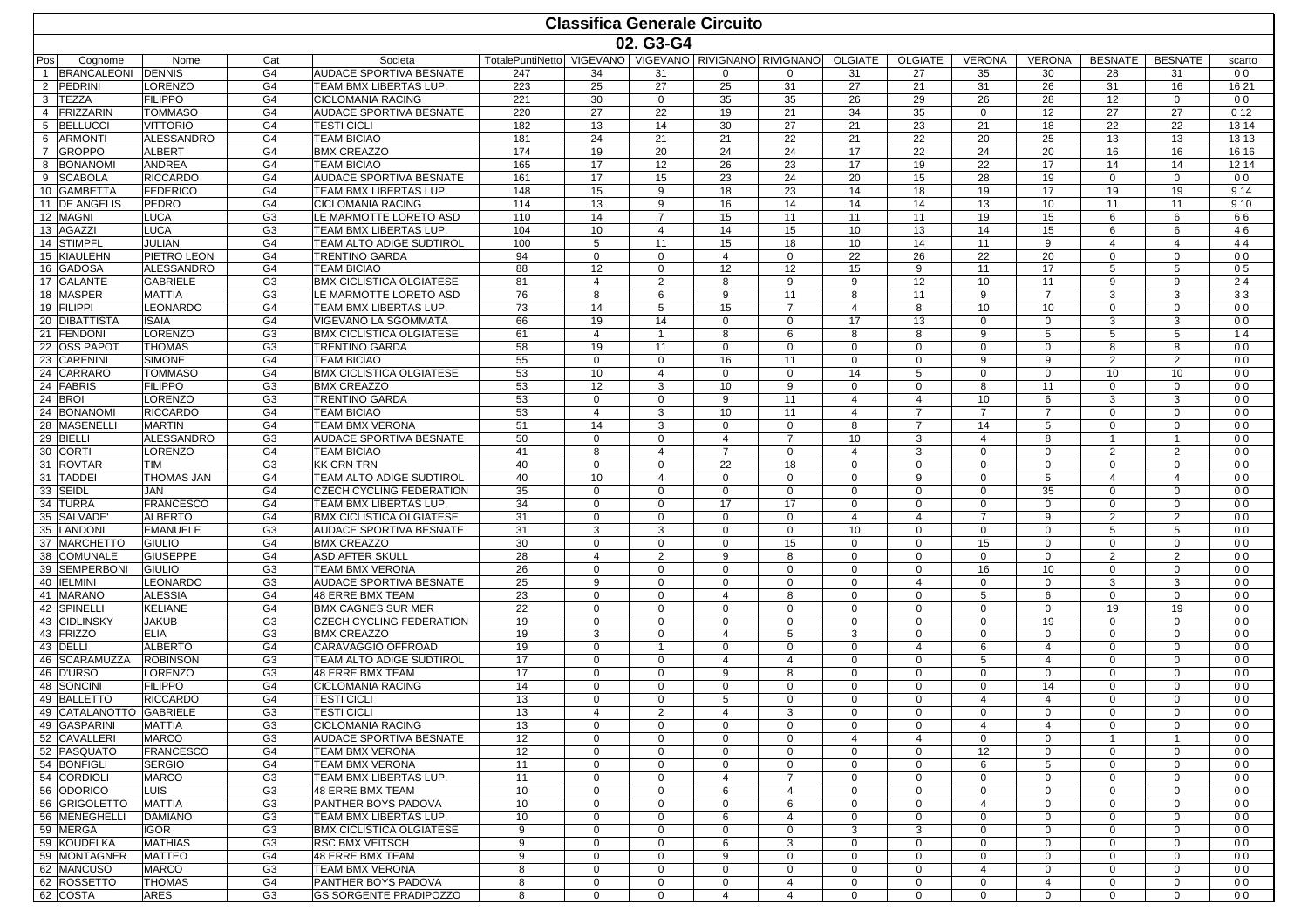# Classifica Generale Circuito

## 02. G3-G4

| Pos | Cognome | Nome | Cat | Societa | TotalePuntiNetto | VIGEVANO | VIGEVANO | RIVIGNANO | RIVIGNANO | OLGIATE | OLGIATE | VERONA | VERONA | BESNATE | BESNATE | scarto |
|---|---|---|---|---|---|---|---|---|---|---|---|---|---|---|---|---|
| 1 | BRANCALEONI | DENNIS | G4 | AUDACE SPORTIVA BESNATE | 247 | 34 | 31 | 0 | 0 | 31 | 27 | 35 | 30 | 28 | 31 | 0 0 |
| 2 | PEDRINI | LORENZO | G4 | TEAM BMX LIBERTAS LUP. | 223 | 25 | 27 | 25 | 31 | 27 | 21 | 31 | 26 | 31 | 16 | 16 21 |
| 3 | TEZZA | FILIPPO | G4 | CICLOMANIA RACING | 221 | 30 | 0 | 35 | 35 | 26 | 29 | 26 | 28 | 12 | 0 | 0 0 |
| 4 | FRIZZARIN | TOMMASO | G4 | AUDACE SPORTIVA BESNATE | 220 | 27 | 22 | 19 | 21 | 34 | 35 | 0 | 12 | 27 | 27 | 0 12 |
| 5 | BELLUCCI | VITTORIO | G4 | TESTI CICLI | 182 | 13 | 14 | 30 | 27 | 21 | 23 | 21 | 18 | 22 | 22 | 13 14 |
| 6 | ARMONTI | ALESSANDRO | G4 | TEAM BICIAO | 181 | 24 | 21 | 21 | 22 | 21 | 22 | 20 | 25 | 13 | 13 | 13 13 |
| 7 | GROPPO | ALBERT | G4 | BMX CREAZZO | 174 | 19 | 20 | 24 | 24 | 17 | 22 | 24 | 20 | 16 | 16 | 16 16 |
| 8 | BONANOMI | ANDREA | G4 | TEAM BICIAO | 165 | 17 | 12 | 26 | 23 | 17 | 19 | 22 | 17 | 14 | 14 | 12 14 |
| 9 | SCABOLA | RICCARDO | G4 | AUDACE SPORTIVA BESNATE | 161 | 17 | 15 | 23 | 24 | 20 | 15 | 28 | 19 | 0 | 0 | 0 0 |
| 10 | GAMBETTA | FEDERICO | G4 | TEAM BMX LIBERTAS LUP. | 148 | 15 | 9 | 18 | 23 | 14 | 18 | 19 | 17 | 19 | 19 | 9 14 |
| 11 | DE ANGELIS | PEDRO | G4 | CICLOMANIA RACING | 114 | 13 | 9 | 16 | 14 | 14 | 14 | 13 | 10 | 11 | 11 | 9 10 |
| 12 | MAGNI | LUCA | G3 | LE MARMOTTE LORETO ASD | 110 | 14 | 7 | 15 | 11 | 11 | 11 | 19 | 15 | 6 | 6 | 6 6 |
| 13 | AGAZZI | LUCA | G3 | TEAM BMX LIBERTAS LUP. | 104 | 10 | 4 | 14 | 15 | 10 | 13 | 14 | 15 | 6 | 6 | 4 6 |
| 14 | STIMPFL | JULIAN | G4 | TEAM ALTO ADIGE SUDTIROL | 100 | 5 | 11 | 15 | 18 | 10 | 14 | 11 | 9 | 4 | 4 | 4 4 |
| 15 | KIAULEHN | PIETRO LEON | G4 | TRENTINO GARDA | 94 | 0 | 0 | 4 | 0 | 22 | 26 | 22 | 20 | 0 | 0 | 0 0 |
| 16 | GADOSA | ALESSANDRO | G4 | TEAM BICIAO | 88 | 12 | 0 | 12 | 12 | 15 | 9 | 11 | 17 | 5 | 5 | 0 5 |
| 17 | GALANTE | GABRIELE | G3 | BMX CICLISTICA OLGIATESE | 81 | 4 | 2 | 8 | 9 | 9 | 12 | 10 | 11 | 9 | 9 | 2 4 |
| 18 | MASPER | MATTIA | G3 | LE MARMOTTE LORETO ASD | 76 | 8 | 6 | 9 | 11 | 8 | 11 | 9 | 7 | 3 | 3 | 3 3 |
| 19 | FILIPPI | LEONARDO | G4 | TEAM BMX LIBERTAS LUP. | 73 | 14 | 5 | 15 | 7 | 4 | 8 | 10 | 10 | 0 | 0 | 0 0 |
| 20 | DIBATTISTA | ISAIA | G4 | VIGEVANO LA SGOMMATA | 66 | 19 | 14 | 0 | 0 | 17 | 13 | 0 | 0 | 3 | 3 | 0 0 |
| 21 | FENDONI | LORENZO | G3 | BMX CICLISTICA OLGIATESE | 61 | 4 | 1 | 8 | 6 | 8 | 8 | 9 | 5 | 5 | 5 | 1 4 |
| 22 | OSS PAPOT | THOMAS | G3 | TRENTINO GARDA | 58 | 19 | 11 | 0 | 0 | 0 | 0 | 0 | 0 | 8 | 8 | 0 0 |
| 23 | CARENINI | SIMONE | G4 | TEAM BICIAO | 55 | 0 | 0 | 16 | 11 | 0 | 0 | 9 | 9 | 2 | 2 | 0 0 |
| 24 | CARRARO | TOMMASO | G4 | BMX CICLISTICA OLGIATESE | 53 | 10 | 4 | 0 | 0 | 14 | 5 | 0 | 0 | 10 | 10 | 0 0 |
| 24 | FABRIS | FILIPPO | G3 | BMX CREAZZO | 53 | 12 | 3 | 10 | 9 | 0 | 0 | 8 | 11 | 0 | 0 | 0 0 |
| 24 | BROI | LORENZO | G3 | TRENTINO GARDA | 53 | 0 | 0 | 9 | 11 | 4 | 4 | 10 | 6 | 3 | 3 | 0 0 |
| 24 | BONANOMI | RICCARDO | G4 | TEAM BICIAO | 53 | 4 | 3 | 10 | 11 | 4 | 7 | 7 | 7 | 0 | 0 | 0 0 |
| 28 | MASENELLI | MARTIN | G4 | TEAM BMX VERONA | 51 | 14 | 3 | 0 | 0 | 8 | 7 | 14 | 5 | 0 | 0 | 0 0 |
| 29 | BIELLI | ALESSANDRO | G3 | AUDACE SPORTIVA BESNATE | 50 | 0 | 0 | 4 | 7 | 10 | 3 | 4 | 8 | 1 | 1 | 0 0 |
| 30 | CORTI | LORENZO | G4 | TEAM BICIAO | 41 | 8 | 4 | 7 | 0 | 4 | 3 | 0 | 0 | 2 | 2 | 0 0 |
| 31 | ROVTAR | TIM | G3 | KK CRN TRN | 40 | 0 | 0 | 22 | 18 | 0 | 0 | 0 | 0 | 0 | 0 | 0 0 |
| 31 | TADDEI | THOMAS JAN | G4 | TEAM ALTO ADIGE SUDTIROL | 40 | 10 | 4 | 0 | 0 | 0 | 9 | 0 | 5 | 4 | 4 | 0 0 |
| 33 | SEIDL | JAN | G4 | CZECH CYCLING FEDERATION | 35 | 0 | 0 | 0 | 0 | 0 | 0 | 0 | 35 | 0 | 0 | 0 0 |
| 34 | TURRA | FRANCESCO | G4 | TEAM BMX LIBERTAS LUP. | 34 | 0 | 0 | 17 | 17 | 0 | 0 | 0 | 0 | 0 | 0 | 0 0 |
| 35 | SALVADE' | ALBERTO | G4 | BMX CICLISTICA OLGIATESE | 31 | 0 | 0 | 0 | 0 | 4 | 4 | 7 | 9 | 2 | 2 | 0 0 |
| 35 | LANDONI | EMANUELE | G3 | AUDACE SPORTIVA BESNATE | 31 | 3 | 3 | 0 | 0 | 10 | 0 | 0 | 0 | 5 | 5 | 0 0 |
| 37 | MARCHETTO | GIULIO | G4 | BMX CREAZZO | 30 | 0 | 0 | 0 | 15 | 0 | 0 | 15 | 0 | 0 | 0 | 0 0 |
| 38 | COMUNALE | GIUSEPPE | G4 | ASD AFTER SKULL | 28 | 4 | 2 | 9 | 8 | 0 | 0 | 0 | 0 | 2 | 2 | 0 0 |
| 39 | SEMPERBONI | GIULIO | G3 | TEAM BMX VERONA | 26 | 0 | 0 | 0 | 0 | 0 | 0 | 16 | 10 | 0 | 0 | 0 0 |
| 40 | IELMINI | LEONARDO | G3 | AUDACE SPORTIVA BESNATE | 25 | 9 | 0 | 0 | 0 | 0 | 4 | 0 | 0 | 3 | 3 | 0 0 |
| 41 | MARANO | ALESSIA | G4 | 48 ERRE BMX TEAM | 23 | 0 | 0 | 4 | 8 | 0 | 0 | 5 | 6 | 0 | 0 | 0 0 |
| 42 | SPINELLI | KELIANE | G4 | BMX CAGNES SUR MER | 22 | 0 | 0 | 0 | 0 | 0 | 0 | 0 | 0 | 19 | 19 | 0 0 |
| 43 | CIDLINSKY | JAKUB | G3 | CZECH CYCLING FEDERATION | 19 | 0 | 0 | 0 | 0 | 0 | 0 | 0 | 19 | 0 | 0 | 0 0 |
| 43 | FRIZZO | ELIA | G3 | BMX CREAZZO | 19 | 3 | 0 | 4 | 5 | 3 | 0 | 0 | 0 | 0 | 0 | 0 0 |
| 43 | DELLI | ALBERTO | G4 | CARAVAGGIO OFFROAD | 19 | 0 | 1 | 0 | 0 | 0 | 4 | 6 | 4 | 0 | 0 | 0 0 |
| 46 | SCARAMUZZA | ROBINSON | G3 | TEAM ALTO ADIGE SUDTIROL | 17 | 0 | 0 | 4 | 4 | 0 | 0 | 5 | 4 | 0 | 0 | 0 0 |
| 46 | D'URSO | LORENZO | G3 | 48 ERRE BMX TEAM | 17 | 0 | 0 | 9 | 8 | 0 | 0 | 0 | 0 | 0 | 0 | 0 0 |
| 48 | SONCINI | FILIPPO | G4 | CICLOMANIA RACING | 14 | 0 | 0 | 0 | 0 | 0 | 0 | 0 | 14 | 0 | 0 | 0 0 |
| 49 | BALLETTO | RICCARDO | G4 | TESTI CICLI | 13 | 0 | 0 | 5 | 0 | 0 | 0 | 4 | 4 | 0 | 0 | 0 0 |
| 49 | CATALANOTTO | GABRIELE | G3 | TESTI CICLI | 13 | 4 | 2 | 4 | 3 | 0 | 0 | 0 | 0 | 0 | 0 | 0 0 |
| 49 | GASPARINI | MATTIA | G3 | CICLOMANIA RACING | 13 | 0 | 0 | 0 | 0 | 0 | 0 | 4 | 4 | 0 | 0 | 0 0 |
| 52 | CAVALLERI | MARCO | G3 | AUDACE SPORTIVA BESNATE | 12 | 0 | 0 | 0 | 0 | 4 | 4 | 0 | 0 | 1 | 1 | 0 0 |
| 52 | PASQUATO | FRANCESCO | G4 | TEAM BMX VERONA | 12 | 0 | 0 | 0 | 0 | 0 | 0 | 12 | 0 | 0 | 0 | 0 0 |
| 54 | BONFIGLI | SERGIO | G4 | TEAM BMX VERONA | 11 | 0 | 0 | 0 | 0 | 0 | 0 | 6 | 5 | 0 | 0 | 0 0 |
| 54 | CORDIOLI | MARCO | G3 | TEAM BMX LIBERTAS LUP. | 11 | 0 | 0 | 4 | 7 | 0 | 0 | 0 | 0 | 0 | 0 | 0 0 |
| 56 | ODORICO | LUIS | G3 | 48 ERRE BMX TEAM | 10 | 0 | 0 | 6 | 4 | 0 | 0 | 0 | 0 | 0 | 0 | 0 0 |
| 56 | GRIGOLETTO | MATTIA | G3 | PANTHER BOYS PADOVA | 10 | 0 | 0 | 0 | 6 | 0 | 0 | 4 | 0 | 0 | 0 | 0 0 |
| 56 | MENEGHELLI | DAMIANO | G3 | TEAM BMX LIBERTAS LUP. | 10 | 0 | 0 | 6 | 4 | 0 | 0 | 0 | 0 | 0 | 0 | 0 0 |
| 59 | MERGA | IGOR | G3 | BMX CICLISTICA OLGIATESE | 9 | 0 | 0 | 0 | 0 | 3 | 3 | 0 | 0 | 0 | 0 | 0 0 |
| 59 | KOUDELKA | MATHIAS | G3 | RSC BMX VEITSCH | 9 | 0 | 0 | 6 | 3 | 0 | 0 | 0 | 0 | 0 | 0 | 0 0 |
| 59 | MONTAGNER | MATTEO | G4 | 48 ERRE BMX TEAM | 9 | 0 | 0 | 9 | 0 | 0 | 0 | 0 | 0 | 0 | 0 | 0 0 |
| 62 | MANCUSO | MARCO | G3 | TEAM BMX VERONA | 8 | 0 | 0 | 0 | 0 | 0 | 0 | 4 | 0 | 0 | 0 | 0 0 |
| 62 | ROSSETTO | THOMAS | G4 | PANTHER BOYS PADOVA | 8 | 0 | 0 | 0 | 4 | 0 | 0 | 0 | 4 | 0 | 0 | 0 0 |
| 62 | COSTA | ARES | G3 | GS SORGENTE PRADIPOZZO | 8 | 0 | 0 | 4 | 4 | 0 | 0 | 0 | 0 | 0 | 0 | 0 0 |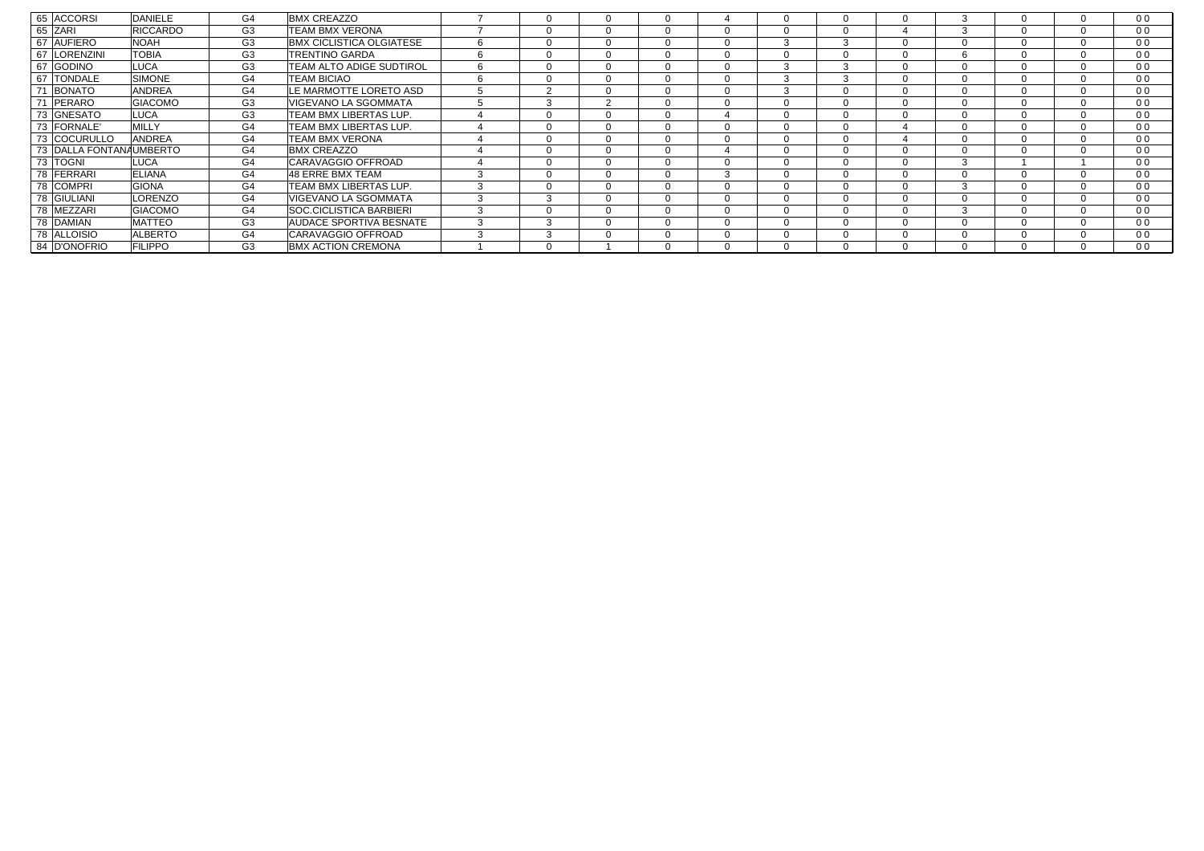| | | | | | | | | | | | | | | | | |
|---|---|---|---|---|---|---|---|---|---|---|---|---|---|---|---|---|
| 65 | ACCORSI | DANIELE | G4 | BMX CREAZZO | 7 | 0 | 0 | 0 | 4 | 0 | 0 | 0 | 3 | 0 | 0 | 0 0 |
| 65 | ZARI | RICCARDO | G3 | TEAM BMX VERONA | 7 | 0 | 0 | 0 | 0 | 0 | 0 | 4 | 3 | 0 | 0 | 0 0 |
| 67 | AUFIERO | NOAH | G3 | BMX CICLISTICA OLGIATESE | 6 | 0 | 0 | 0 | 0 | 3 | 3 | 0 | 0 | 0 | 0 | 0 0 |
| 67 | LORENZINI | TOBIA | G3 | TRENTINO GARDA | 6 | 0 | 0 | 0 | 0 | 0 | 0 | 0 | 6 | 0 | 0 | 0 0 |
| 67 | GODINO | LUCA | G3 | TEAM ALTO ADIGE SUDTIROL | 6 | 0 | 0 | 0 | 0 | 3 | 3 | 0 | 0 | 0 | 0 | 0 0 |
| 67 | TONDALE | SIMONE | G4 | TEAM BICIAO | 6 | 0 | 0 | 0 | 0 | 3 | 3 | 0 | 0 | 0 | 0 | 0 0 |
| 71 | BONATO | ANDREA | G4 | LE MARMOTTE LORETO ASD | 5 | 2 | 0 | 0 | 0 | 3 | 0 | 0 | 0 | 0 | 0 | 0 0 |
| 71 | PERARO | GIACOMO | G3 | VIGEVANO LA SGOMMATA | 5 | 3 | 2 | 0 | 0 | 0 | 0 | 0 | 0 | 0 | 0 | 0 0 |
| 73 | GNESATO | LUCA | G3 | TEAM BMX LIBERTAS LUP. | 4 | 0 | 0 | 0 | 4 | 0 | 0 | 0 | 0 | 0 | 0 | 0 0 |
| 73 | FORNALE' | MILLY | G4 | TEAM BMX LIBERTAS LUP. | 4 | 0 | 0 | 0 | 0 | 0 | 0 | 4 | 0 | 0 | 0 | 0 0 |
| 73 | COCURULLO | ANDREA | G4 | TEAM BMX VERONA | 4 | 0 | 0 | 0 | 0 | 0 | 0 | 4 | 0 | 0 | 0 | 0 0 |
| 73 | DALLA FONTANA | UMBERTO | G4 | BMX CREAZZO | 4 | 0 | 0 | 0 | 4 | 0 | 0 | 0 | 0 | 0 | 0 | 0 0 |
| 73 | TOGNI | LUCA | G4 | CARAVAGGIO OFFROAD | 4 | 0 | 0 | 0 | 0 | 0 | 0 | 0 | 3 | 1 | 1 | 0 0 |
| 78 | FERRARI | ELIANA | G4 | 48 ERRE BMX TEAM | 3 | 0 | 0 | 0 | 3 | 0 | 0 | 0 | 0 | 0 | 0 | 0 0 |
| 78 | COMPRI | GIONA | G4 | TEAM BMX LIBERTAS LUP. | 3 | 0 | 0 | 0 | 0 | 0 | 0 | 0 | 3 | 0 | 0 | 0 0 |
| 78 | GIULIANI | LORENZO | G4 | VIGEVANO LA SGOMMATA | 3 | 3 | 0 | 0 | 0 | 0 | 0 | 0 | 0 | 0 | 0 | 0 0 |
| 78 | MEZZARI | GIACOMO | G4 | SOC.CICLISTICA BARBIERI | 3 | 0 | 0 | 0 | 0 | 0 | 0 | 0 | 3 | 0 | 0 | 0 0 |
| 78 | DAMIAN | MATTEO | G3 | AUDACE SPORTIVA BESNATE | 3 | 3 | 0 | 0 | 0 | 0 | 0 | 0 | 0 | 0 | 0 | 0 0 |
| 78 | ALLOISIO | ALBERTO | G4 | CARAVAGGIO OFFROAD | 3 | 3 | 0 | 0 | 0 | 0 | 0 | 0 | 0 | 0 | 0 | 0 0 |
| 84 | D'ONOFRIO | FILIPPO | G3 | BMX ACTION CREMONA | 1 | 0 | 1 | 0 | 0 | 0 | 0 | 0 | 0 | 0 | 0 | 0 0 |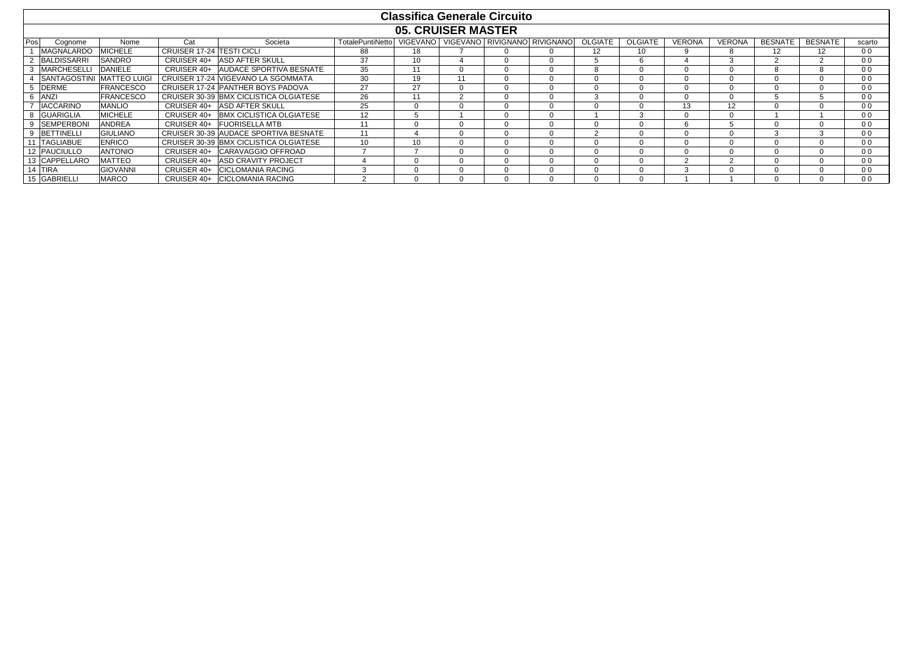# Classifica Generale Circuito

## 05. CRUISER MASTER

| Pos | Cognome | Nome | Cat | Societa | TotalePuntiNetto | VIGEVANO | VIGEVANO | RIVIGNANO | RIVIGNANO | OLGIATE | OLGIATE | VERONA | VERONA | BESNATE | BESNATE | scarto |
|---|---|---|---|---|---|---|---|---|---|---|---|---|---|---|---|---|
| 1 | MAGNALARDO | MICHELE | CRUISER 17-24 | TESTI CICLI | 88 | 18 | 7 | 0 | 0 | 12 | 10 | 9 | 8 | 12 | 12 | 0 0 |
| 2 | BALDISSARRI | SANDRO | CRUISER 40+ | ASD AFTER SKULL | 37 | 10 | 4 | 0 | 0 | 5 | 6 | 4 | 3 | 2 | 2 | 0 0 |
| 3 | MARCHESELLI | DANIELE | CRUISER 40+ | AUDACE SPORTIVA BESNATE | 35 | 11 | 0 | 0 | 0 | 8 | 0 | 0 | 0 | 8 | 8 | 0 0 |
| 4 | SANTAGOSTINI | MATTEO LUIGI | CRUISER 17-24 | VIGEVANO LA SGOMMATA | 30 | 19 | 11 | 0 | 0 | 0 | 0 | 0 | 0 | 0 | 0 | 0 0 |
| 5 | DERME | FRANCESCO | CRUISER 17-24 | PANTHER BOYS PADOVA | 27 | 27 | 0 | 0 | 0 | 0 | 0 | 0 | 0 | 0 | 0 | 0 0 |
| 6 | ANZI | FRANCESCO | CRUISER 30-39 | BMX CICLISTICA OLGIATESE | 26 | 11 | 2 | 0 | 0 | 3 | 0 | 0 | 0 | 5 | 5 | 0 0 |
| 7 | IACCARINO | MANLIO | CRUISER 40+ | ASD AFTER SKULL | 25 | 0 | 0 | 0 | 0 | 0 | 0 | 13 | 12 | 0 | 0 | 0 0 |
| 8 | GUARIGLIA | MICHELE | CRUISER 40+ | BMX CICLISTICA OLGIATESE | 12 | 5 | 1 | 0 | 0 | 1 | 3 | 0 | 0 | 1 | 1 | 0 0 |
| 9 | SEMPERBONI | ANDREA | CRUISER 40+ | FUORISELLA MTB | 11 | 0 | 0 | 0 | 0 | 0 | 0 | 6 | 5 | 0 | 0 | 0 0 |
| 9 | BETTINELLI | GIULIANO | CRUISER 30-39 | AUDACE SPORTIVA BESNATE | 11 | 4 | 0 | 0 | 0 | 2 | 0 | 0 | 0 | 3 | 3 | 0 0 |
| 11 | TAGLIABUE | ENRICO | CRUISER 30-39 | BMX CICLISTICA OLGIATESE | 10 | 10 | 0 | 0 | 0 | 0 | 0 | 0 | 0 | 0 | 0 | 0 0 |
| 12 | PAUCIULLO | ANTONIO | CRUISER 40+ | CARAVAGGIO OFFROAD | 7 | 7 | 0 | 0 | 0 | 0 | 0 | 0 | 0 | 0 | 0 | 0 0 |
| 13 | CAPPELLARO | MATTEO | CRUISER 40+ | ASD CRAVITY PROJECT | 4 | 0 | 0 | 0 | 0 | 0 | 0 | 2 | 2 | 0 | 0 | 0 0 |
| 14 | TIRA | GIOVANNI | CRUISER 40+ | CICLOMANIA RACING | 3 | 0 | 0 | 0 | 0 | 0 | 0 | 3 | 0 | 0 | 0 | 0 0 |
| 15 | GABRIELLI | MARCO | CRUISER 40+ | CICLOMANIA RACING | 2 | 0 | 0 | 0 | 0 | 0 | 0 | 1 | 1 | 0 | 0 | 0 0 |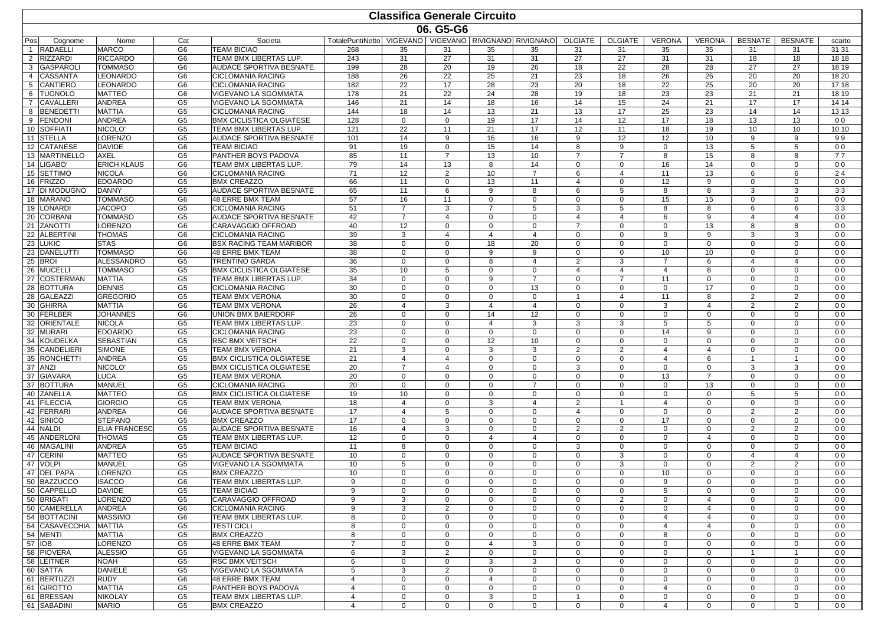# Classifica Generale Circuito

## 06. G5-G6

| Pos | Cognome | Nome | Cat | Societa | TotalePuntiNetto | VIGEVANO | VIGEVANO | RIVIGNANO | RIVIGNANO | OLGIATE | OLGIATE | VERONA | VERONA | BESNATE | BESNATE | scarto |
|---|---|---|---|---|---|---|---|---|---|---|---|---|---|---|---|---|
| 1 | RADAELLI | MARCO | G6 | TEAM BICIAO | 268 | 35 | 31 | 35 | 35 | 31 | 31 | 35 | 35 | 31 | 31 | 31 31 |
| 2 | RIZZARDI | RICCARDO | G6 | TEAM BMX LIBERTAS LUP. | 243 | 31 | 27 | 31 | 31 | 27 | 27 | 31 | 31 | 18 | 18 | 18 18 |
| 3 | GASPAROLI | TOMMASO | G6 | AUDACE SPORTIVA BESNATE | 199 | 28 | 20 | 19 | 26 | 18 | 22 | 28 | 28 | 27 | 27 | 18 19 |
| 4 | CASSANTA | LEONARDO | G6 | CICLOMANIA RACING | 188 | 26 | 22 | 25 | 21 | 23 | 18 | 26 | 26 | 20 | 20 | 18 20 |
| 5 | CANTIERO | LEONARDO | G6 | CICLOMANIA RACING | 182 | 22 | 17 | 28 | 23 | 20 | 18 | 22 | 25 | 20 | 20 | 17 18 |
| 6 | TUGNOLO | MATTEO | G6 | VIGEVANO LA SGOMMATA | 178 | 21 | 22 | 24 | 28 | 19 | 18 | 23 | 23 | 21 | 21 | 18 19 |
| 7 | CAVALLERI | ANDREA | G5 | VIGEVANO LA SGOMMATA | 146 | 21 | 14 | 18 | 16 | 14 | 15 | 24 | 21 | 17 | 17 | 14 14 |
| 8 | BENEDETTI | MATTIA | G5 | CICLOMANIA RACING | 144 | 18 | 14 | 13 | 21 | 13 | 17 | 25 | 23 | 14 | 14 | 13 13 |
| 9 | FENDONI | ANDREA | G5 | BMX CICLISTICA OLGIATESE | 128 | 0 | 0 | 19 | 17 | 14 | 12 | 17 | 18 | 13 | 13 | 0 0 |
| 10 | SOFFIATI | NICOLO' | G5 | TEAM BMX LIBERTAS LUP. | 121 | 22 | 11 | 21 | 17 | 12 | 11 | 18 | 19 | 10 | 10 | 10 10 |
| 11 | STELLA | LORENZO | G5 | AUDACE SPORTIVA BESNATE | 101 | 14 | 9 | 16 | 16 | 9 | 12 | 12 | 10 | 9 | 9 | 9 9 |
| 12 | CATANESE | DAVIDE | G6 | TEAM BICIAO | 91 | 19 | 0 | 15 | 14 | 8 | 9 | 0 | 13 | 5 | 5 | 0 0 |
| 13 | MARTINELLO | AXEL | G5 | PANTHER BOYS PADOVA | 85 | 11 | 7 | 13 | 10 | 7 | 7 | 8 | 15 | 8 | 8 | 7 7 |
| 14 | LIGABO' | ERICH KLAUS | G6 | TEAM BMX LIBERTAS LUP. | 79 | 14 | 13 | 8 | 14 | 0 | 0 | 16 | 14 | 0 | 0 | 0 0 |
| 15 | SETTIMO | NICOLA | G6 | CICLOMANIA RACING | 71 | 12 | 2 | 10 | 7 | 6 | 4 | 11 | 13 | 6 | 6 | 2 4 |
| 16 | FRIZZO | EDOARDO | G5 | BMX CREAZZO | 66 | 11 | 0 | 13 | 11 | 4 | 0 | 12 | 9 | 0 | 0 | 0 0 |
| 17 | DI MODUGNO | DANNY | G5 | AUDACE SPORTIVA BESNATE | 65 | 11 | 6 | 9 | 8 | 6 | 5 | 8 | 8 | 3 | 3 | 3 3 |
| 18 | MARANO | TOMMASO | G6 | 48 ERRE BMX TEAM | 57 | 16 | 11 | 0 | 0 | 0 | 0 | 15 | 15 | 0 | 0 | 0 0 |
| 19 | LONARDI | JACOPO | G5 | CICLOMANIA RACING | 51 | 7 | 3 | 7 | 5 | 3 | 5 | 8 | 8 | 6 | 6 | 3 3 |
| 20 | CORBANI | TOMMASO | G5 | AUDACE SPORTIVA BESNATE | 42 | 7 | 4 | 0 | 0 | 4 | 4 | 6 | 9 | 4 | 4 | 0 0 |
| 21 | ZANOTTI | LORENZO | G6 | CARAVAGGIO OFFROAD | 40 | 12 | 0 | 0 | 0 | 7 | 0 | 0 | 13 | 8 | 8 | 0 0 |
| 22 | ALBERTINI | THOMAS | G6 | CICLOMANIA RACING | 39 | 3 | 4 | 4 | 4 | 0 | 0 | 9 | 9 | 3 | 3 | 0 0 |
| 23 | LUKIC | STAS | G6 | BSX RACING TEAM MARIBOR | 38 | 0 | 0 | 18 | 20 | 0 | 0 | 0 | 0 | 0 | 0 | 0 0 |
| 23 | DANELUTTI | TOMMASO | G6 | 48 ERRE BMX TEAM | 38 | 0 | 0 | 9 | 9 | 0 | 0 | 10 | 10 | 0 | 0 | 0 0 |
| 25 | BROI | ALESSANDRO | G5 | TRENTINO GARDA | 36 | 0 | 0 | 8 | 4 | 2 | 3 | 7 | 6 | 4 | 4 | 0 0 |
| 26 | MUCELLI | TOMMASO | G5 | BMX CICLISTICA OLGIATESE | 35 | 10 | 5 | 0 | 0 | 4 | 4 | 4 | 8 | 0 | 0 | 0 0 |
| 27 | COSTERMAN | MATTIA | G5 | TEAM BMX LIBERTAS LUP. | 34 | 0 | 0 | 9 | 7 | 0 | 7 | 11 | 0 | 0 | 0 | 0 0 |
| 28 | BOTTURA | DENNIS | G5 | CICLOMANIA RACING | 30 | 0 | 0 | 0 | 13 | 0 | 0 | 0 | 17 | 0 | 0 | 0 0 |
| 28 | GALEAZZI | GREGORIO | G5 | TEAM BMX VERONA | 30 | 0 | 0 | 0 | 0 | 1 | 4 | 11 | 8 | 2 | 2 | 0 0 |
| 30 | GHIRRA | MATTIA | G6 | TEAM BMX VERONA | 26 | 4 | 3 | 4 | 4 | 0 | 0 | 3 | 4 | 2 | 2 | 0 0 |
| 30 | FERLBER | JOHANNES | G6 | UNION BMX BAIERDORF | 26 | 0 | 0 | 14 | 12 | 0 | 0 | 0 | 0 | 0 | 0 | 0 0 |
| 32 | ORIENTALE | NICOLA | G5 | TEAM BMX LIBERTAS LUP. | 23 | 0 | 0 | 4 | 3 | 3 | 3 | 5 | 5 | 0 | 0 | 0 0 |
| 32 | MURARI | EDOARDO | G5 | CICLOMANIA RACING | 23 | 0 | 0 | 0 | 0 | 0 | 0 | 14 | 9 | 0 | 0 | 0 0 |
| 34 | KOUDELKA | SEBASTIAN | G5 | RSC BMX VEITSCH | 22 | 0 | 0 | 12 | 10 | 0 | 0 | 0 | 0 | 0 | 0 | 0 0 |
| 35 | CANDELIERI | SIMONE | G5 | TEAM BMX VERONA | 21 | 3 | 0 | 3 | 3 | 2 | 2 | 4 | 4 | 0 | 0 | 0 0 |
| 35 | RONCHETTI | ANDREA | G5 | BMX CICLISTICA OLGIATESE | 21 | 4 | 4 | 0 | 0 | 0 | 0 | 4 | 6 | 1 | 1 | 0 0 |
| 37 | ANZI | NICOLO' | G5 | BMX CICLISTICA OLGIATESE | 20 | 7 | 4 | 0 | 0 | 3 | 0 | 0 | 0 | 3 | 3 | 0 0 |
| 37 | GIAVARA | LUCA | G5 | TEAM BMX VERONA | 20 | 0 | 0 | 0 | 0 | 0 | 0 | 13 | 7 | 0 | 0 | 0 0 |
| 37 | BOTTURA | MANUEL | G5 | CICLOMANIA RACING | 20 | 0 | 0 | 0 | 7 | 0 | 0 | 0 | 13 | 0 | 0 | 0 0 |
| 40 | ZANELLA | MATTEO | G5 | BMX CICLISTICA OLGIATESE | 19 | 10 | 0 | 0 | 0 | 0 | 0 | 0 | 0 | 5 | 5 | 0 0 |
| 41 | FILECCIA | GIORGIO | G5 | TEAM BMX VERONA | 18 | 4 | 0 | 3 | 4 | 2 | 1 | 4 | 0 | 0 | 0 | 0 0 |
| 42 | FERRARI | ANDREA | G6 | AUDACE SPORTIVA BESNATE | 17 | 4 | 5 | 0 | 0 | 4 | 0 | 0 | 0 | 2 | 2 | 0 0 |
| 42 | SINICO | STEFANO | G5 | BMX CREAZZO | 17 | 0 | 0 | 0 | 0 | 0 | 0 | 17 | 0 | 0 | 0 | 0 0 |
| 44 | NALDI | ELIA FRANCESC | G5 | AUDACE SPORTIVA BESNATE | 16 | 4 | 3 | 0 | 0 | 2 | 2 | 0 | 0 | 2 | 2 | 0 0 |
| 45 | ANDERLONI | THOMAS | G5 | TEAM BMX LIBERTAS LUP. | 12 | 0 | 0 | 4 | 4 | 0 | 0 | 0 | 4 | 0 | 0 | 0 0 |
| 46 | MAGALINI | ANDREA | G5 | TEAM BICIAO | 11 | 8 | 0 | 0 | 0 | 3 | 0 | 0 | 0 | 0 | 0 | 0 0 |
| 47 | CERINI | MATTEO | G5 | AUDACE SPORTIVA BESNATE | 10 | 0 | 0 | 0 | 0 | 0 | 3 | 0 | 0 | 4 | 4 | 0 0 |
| 47 | VOLPI | MANUEL | G5 | VIGEVANO LA SGOMMATA | 10 | 5 | 0 | 0 | 0 | 0 | 3 | 0 | 0 | 2 | 2 | 0 0 |
| 47 | DEL PAPA | LORENZO | G5 | BMX CREAZZO | 10 | 0 | 0 | 0 | 0 | 0 | 0 | 10 | 0 | 0 | 0 | 0 0 |
| 50 | BAZZUCCO | ISACCO | G6 | TEAM BMX LIBERTAS LUP. | 9 | 0 | 0 | 0 | 0 | 0 | 0 | 9 | 0 | 0 | 0 | 0 0 |
| 50 | CAPPELLO | DAVIDE | G5 | TEAM BICIAO | 9 | 0 | 0 | 0 | 0 | 0 | 0 | 5 | 0 | 0 | 0 | 0 0 |
| 50 | BRIGATI | LORENZO | G5 | CARAVAGGIO OFFROAD | 9 | 3 | 0 | 0 | 0 | 0 | 2 | 0 | 4 | 0 | 0 | 0 0 |
| 50 | CAMERELLA | ANDREA | G6 | CICLOMANIA RACING | 9 | 3 | 2 | 0 | 0 | 0 | 0 | 0 | 4 | 0 | 0 | 0 0 |
| 54 | BOTTACINI | MASSIMO | G6 | TEAM BMX LIBERTAS LUP. | 8 | 0 | 0 | 0 | 0 | 0 | 0 | 4 | 4 | 0 | 0 | 0 0 |
| 54 | CASAVECCHIA | MATTIA | G5 | TESTI CICLI | 8 | 0 | 0 | 0 | 0 | 0 | 0 | 4 | 4 | 0 | 0 | 0 0 |
| 54 | MENTI | MATTIA | G5 | BMX CREAZZO | 8 | 0 | 0 | 0 | 0 | 0 | 0 | 8 | 0 | 0 | 0 | 0 0 |
| 57 | IOB | LORENZO | G5 | 48 ERRE BMX TEAM | 7 | 0 | 0 | 4 | 3 | 0 | 0 | 0 | 0 | 0 | 0 | 0 0 |
| 58 | PIOVERA | ALESSIO | G5 | VIGEVANO LA SGOMMATA | 6 | 3 | 2 | 0 | 0 | 0 | 0 | 0 | 0 | 1 | 1 | 0 0 |
| 58 | LEITNER | NOAH | G5 | RSC BMX VEITSCH | 6 | 0 | 0 | 3 | 3 | 0 | 0 | 0 | 0 | 0 | 0 | 0 0 |
| 60 | SATTA | DANIELE | G5 | VIGEVANO LA SGOMMATA | 5 | 3 | 2 | 0 | 0 | 0 | 0 | 0 | 0 | 0 | 0 | 0 0 |
| 61 | BERTUZZI | RUDY | G6 | 48 ERRE BMX TEAM | 4 | 0 | 0 | 4 | 0 | 0 | 0 | 0 | 0 | 0 | 0 | 0 0 |
| 61 | GIROTTO | MATTIA | G5 | PANTHER BOYS PADOVA | 4 | 0 | 0 | 0 | 0 | 0 | 0 | 4 | 0 | 0 | 0 | 0 0 |
| 61 | BRESSAN | NIKOLAY | G5 | TEAM BMX LIBERTAS LUP. | 4 | 0 | 0 | 3 | 0 | 1 | 0 | 0 | 0 | 0 | 0 | 0 0 |
| 61 | SABADINI | MARIO | G5 | BMX CREAZZO | 4 | 0 | 0 | 0 | 0 | 0 | 0 | 4 | 0 | 0 | 0 | 0 0 |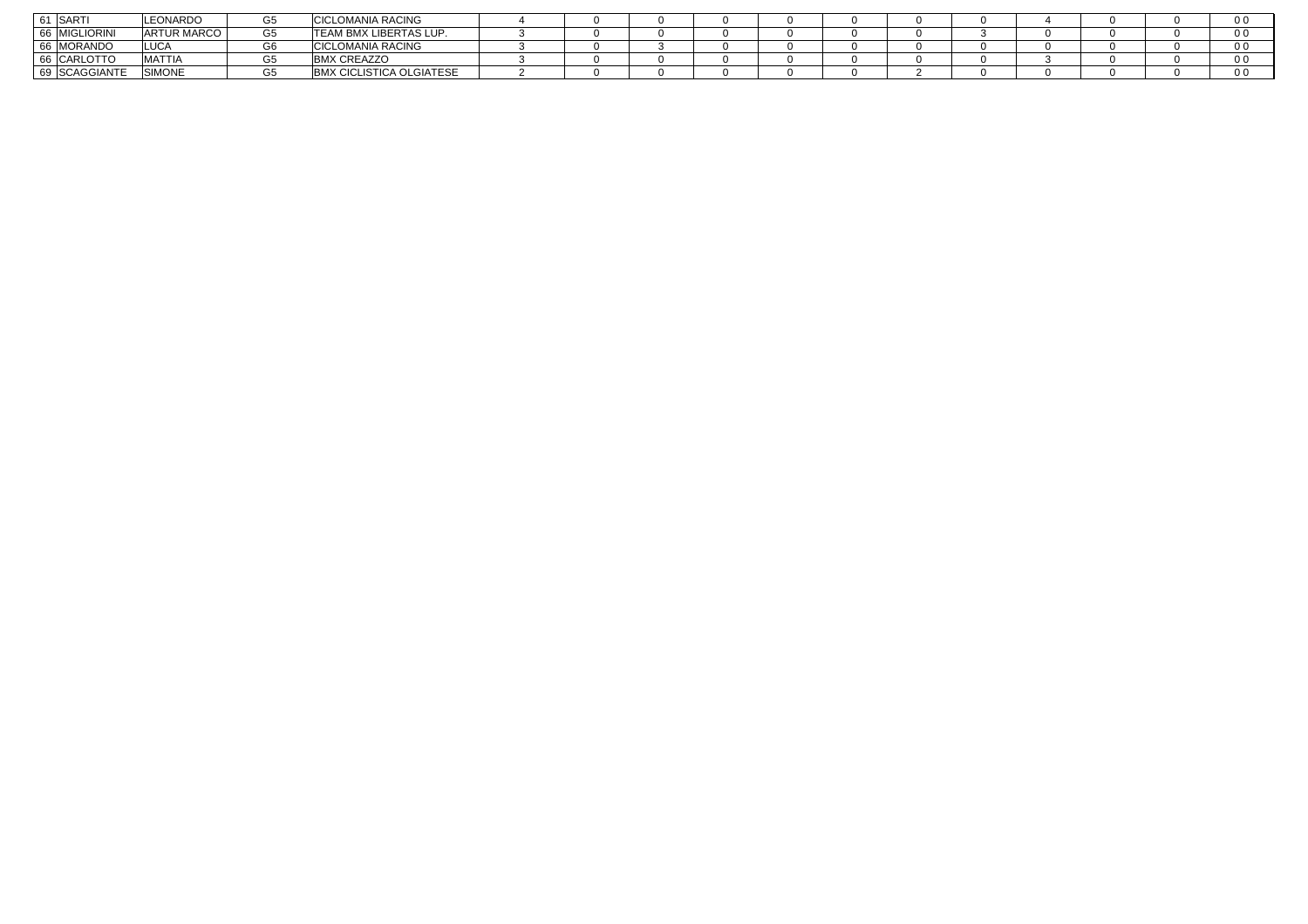| | | | | | | | | | | | | | | | | | |
|---|---|---|---|---|---|---|---|---|---|---|---|---|---|---|---|---|---|
| 61 | SARTI | LEONARDO | G5 | CICLOMANIA RACING | 4 | 0 | 0 | 0 | 0 | 0 | 0 | 0 | 4 | 0 | 0 | 0 0 |
| 66 | MIGLIORINI | ARTUR MARCO | G5 | TEAM BMX LIBERTAS LUP. | 3 | 0 | 0 | 0 | 0 | 0 | 0 | 3 | 0 | 0 | 0 | 0 0 |
| 66 | MORANDO | LUCA | G6 | CICLOMANIA RACING | 3 | 0 | 3 | 0 | 0 | 0 | 0 | 0 | 0 | 0 | 0 | 0 0 |
| 66 | CARLOTTO | MATTIA | G5 | BMX CREAZZO | 3 | 0 | 0 | 0 | 0 | 0 | 0 | 0 | 3 | 0 | 0 | 0 0 |
| 69 | SCAGGIANTE | SIMONE | G5 | BMX CICLISTICA OLGIATESE | 2 | 0 | 0 | 0 | 0 | 0 | 2 | 0 | 0 | 0 | 0 | 0 0 |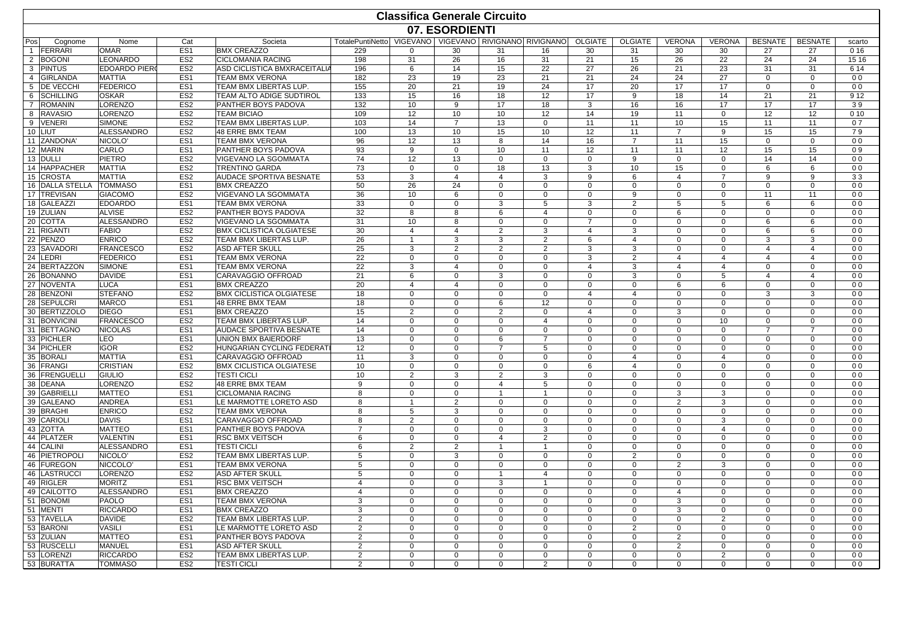# Classifica Generale Circuito

## 07. ESORDIENTI

| Pos | Cognome | Nome | Cat | Societa | TotalePuntiNetto | VIGEVANO | VIGEVANO | RIVIGNANO | RIVIGNANO | OLGIATE | OLGIATE | VERONA | VERONA | BESNATE | BESNATE | scarto |
|---|---|---|---|---|---|---|---|---|---|---|---|---|---|---|---|---|
| 1 | FERRARI | OMAR | ES1 | BMX CREAZZO | 229 | 0 | 30 | 31 | 16 | 30 | 31 | 30 | 30 | 27 | 27 | 0 16 |
| 2 | BOGONI | LEONARDO | ES2 | CICLOMANIA RACING | 198 | 31 | 26 | 16 | 31 | 21 | 15 | 26 | 22 | 24 | 24 | 15 16 |
| 3 | PINTUS | EDOARDO PIER( | ES2 | ASD CICLISTICA BMXRACEITALIA | 196 | 6 | 14 | 15 | 22 | 27 | 26 | 21 | 23 | 31 | 31 | 6 14 |
| 4 | GIRLANDA | MATTIA | ES1 | TEAM BMX VERONA | 182 | 23 | 19 | 23 | 21 | 21 | 24 | 24 | 27 | 0 | 0 | 0 0 |
| 5 | DE VECCHI | FEDERICO | ES1 | TEAM BMX LIBERTAS LUP. | 155 | 20 | 21 | 19 | 24 | 17 | 20 | 17 | 17 | 0 | 0 | 0 0 |
| 6 | SCHILLING | OSKAR | ES2 | TEAM ALTO ADIGE SUDTIROL | 133 | 15 | 16 | 18 | 12 | 17 | 9 | 18 | 14 | 21 | 21 | 9 12 |
| 7 | ROMANIN | LORENZO | ES2 | PANTHER BOYS PADOVA | 132 | 10 | 9 | 17 | 18 | 3 | 16 | 16 | 17 | 17 | 17 | 3 9 |
| 8 | RAVASIO | LORENZO | ES2 | TEAM BICIAO | 109 | 12 | 10 | 10 | 12 | 14 | 19 | 11 | 0 | 12 | 12 | 0 10 |
| 9 | VENERI | SIMONE | ES2 | TEAM BMX LIBERTAS LUP. | 103 | 14 | 7 | 13 | 0 | 11 | 11 | 10 | 15 | 11 | 11 | 0 7 |
| 10 | LIUT | ALESSANDRO | ES2 | 48 ERRE BMX TEAM | 100 | 13 | 10 | 15 | 10 | 12 | 11 | 7 | 9 | 15 | 15 | 7 9 |
| 11 | ZANDONA' | NICOLO' | ES1 | TEAM BMX VERONA | 96 | 12 | 13 | 8 | 14 | 16 | 7 | 11 | 15 | 0 | 0 | 0 0 |
| 12 | MARIN | CARLO | ES1 | PANTHER BOYS PADOVA | 93 | 9 | 0 | 10 | 11 | 12 | 11 | 11 | 12 | 15 | 15 | 0 9 |
| 13 | DULLI | PIETRO | ES2 | VIGEVANO LA SGOMMATA | 74 | 12 | 13 | 0 | 0 | 0 | 9 | 0 | 0 | 14 | 14 | 0 0 |
| 14 | HAPPACHER | MATTIA | ES2 | TRENTINO GARDA | 73 | 0 | 0 | 18 | 13 | 3 | 10 | 15 | 0 | 6 | 6 | 0 0 |
| 15 | CROSTA | MATTIA | ES2 | AUDACE SPORTIVA BESNATE | 53 | 3 | 4 | 4 | 3 | 9 | 6 | 4 | 7 | 9 | 9 | 3 3 |
| 16 | DALLA STELLA | TOMMASO | ES1 | BMX CREAZZO | 50 | 26 | 24 | 0 | 0 | 0 | 0 | 0 | 0 | 0 | 0 | 0 0 |
| 17 | TREVISAN | GIACOMO | ES2 | VIGEVANO LA SGOMMATA | 36 | 10 | 6 | 0 | 0 | 0 | 9 | 0 | 0 | 11 | 11 | 0 0 |
| 18 | GALEAZZI | EDOARDO | ES1 | TEAM BMX VERONA | 33 | 0 | 0 | 3 | 5 | 3 | 2 | 5 | 5 | 6 | 6 | 0 0 |
| 19 | ZULIAN | ALVISE | ES2 | PANTHER BOYS PADOVA | 32 | 8 | 8 | 6 | 4 | 0 | 0 | 6 | 0 | 0 | 0 | 0 0 |
| 20 | COTTA | ALESSANDRO | ES2 | VIGEVANO LA SGOMMATA | 31 | 10 | 8 | 0 | 0 | 7 | 0 | 0 | 0 | 6 | 6 | 0 0 |
| 21 | RIGANTI | FABIO | ES2 | BMX CICLISTICA OLGIATESE | 30 | 4 | 4 | 2 | 3 | 4 | 3 | 0 | 0 | 6 | 6 | 0 0 |
| 22 | PENZO | ENRICO | ES2 | TEAM BMX LIBERTAS LUP. | 26 | 1 | 3 | 3 | 2 | 6 | 4 | 0 | 0 | 3 | 3 | 0 0 |
| 23 | SAVADORI | FRANCESCO | ES2 | ASD AFTER SKULL | 25 | 3 | 2 | 2 | 2 | 3 | 3 | 0 | 0 | 4 | 4 | 0 0 |
| 24 | LEDRI | FEDERICO | ES1 | TEAM BMX VERONA | 22 | 0 | 0 | 0 | 0 | 3 | 2 | 4 | 4 | 4 | 4 | 0 0 |
| 24 | BERTAZZON | SIMONE | ES1 | TEAM BMX VERONA | 22 | 3 | 4 | 0 | 0 | 4 | 3 | 4 | 4 | 0 | 0 | 0 0 |
| 26 | BONANNO | DAVIDE | ES1 | CARAVAGGIO OFFROAD | 21 | 6 | 0 | 3 | 0 | 0 | 3 | 0 | 5 | 4 | 4 | 0 0 |
| 27 | NOVENTA | LUCA | ES1 | BMX CREAZZO | 20 | 4 | 4 | 0 | 0 | 0 | 0 | 6 | 6 | 0 | 0 | 0 0 |
| 28 | BENZONI | STEFANO | ES2 | BMX CICLISTICA OLGIATESE | 18 | 0 | 0 | 0 | 0 | 4 | 4 | 0 | 0 | 3 | 3 | 0 0 |
| 28 | SEPULCRI | MARCO | ES1 | 48 ERRE BMX TEAM | 18 | 0 | 0 | 6 | 12 | 0 | 0 | 0 | 0 | 0 | 0 | 0 0 |
| 30 | BERTIZZOLO | DIEGO | ES1 | BMX CREAZZO | 15 | 2 | 0 | 2 | 0 | 4 | 0 | 3 | 0 | 0 | 0 | 0 0 |
| 31 | BONVICINI | FRANCESCO | ES2 | TEAM BMX LIBERTAS LUP. | 14 | 0 | 0 | 0 | 4 | 0 | 0 | 0 | 10 | 0 | 0 | 0 0 |
| 31 | BETTAGNO | NICOLAS | ES1 | AUDACE SPORTIVA BESNATE | 14 | 0 | 0 | 0 | 0 | 0 | 0 | 0 | 0 | 7 | 7 | 0 0 |
| 33 | PICHLER | LEO | ES1 | UNION BMX BAIERDORF | 13 | 0 | 0 | 6 | 7 | 0 | 0 | 0 | 0 | 0 | 0 | 0 0 |
| 34 | PICHLER | IGOR | ES2 | HUNGARIAN CYCLING FEDERATI | 12 | 0 | 0 | 7 | 5 | 0 | 0 | 0 | 0 | 0 | 0 | 0 0 |
| 35 | BORALI | MATTIA | ES1 | CARAVAGGIO OFFROAD | 11 | 3 | 0 | 0 | 0 | 0 | 4 | 0 | 4 | 0 | 0 | 0 0 |
| 36 | FRANGI | CRISTIAN | ES2 | BMX CICLISTICA OLGIATESE | 10 | 0 | 0 | 0 | 0 | 6 | 4 | 0 | 0 | 0 | 0 | 0 0 |
| 36 | FRENGUELLI | GIULIO | ES2 | TESTI CICLI | 10 | 2 | 3 | 2 | 3 | 0 | 0 | 0 | 0 | 0 | 0 | 0 0 |
| 38 | DEANA | LORENZO | ES2 | 48 ERRE BMX TEAM | 9 | 0 | 0 | 4 | 5 | 0 | 0 | 0 | 0 | 0 | 0 | 0 0 |
| 39 | GABRIELLI | MATTEO | ES1 | CICLOMANIA RACING | 8 | 0 | 0 | 1 | 1 | 0 | 0 | 3 | 3 | 0 | 0 | 0 0 |
| 39 | GALEANO | ANDREA | ES1 | LE MARMOTTE LORETO ASD | 8 | 1 | 2 | 0 | 0 | 0 | 0 | 2 | 3 | 0 | 0 | 0 0 |
| 39 | BRAGHI | ENRICO | ES2 | TEAM BMX VERONA | 8 | 5 | 3 | 0 | 0 | 0 | 0 | 0 | 0 | 0 | 0 | 0 0 |
| 39 | CARIOLI | DAVIS | ES1 | CARAVAGGIO OFFROAD | 8 | 2 | 0 | 0 | 0 | 0 | 0 | 0 | 3 | 0 | 0 | 0 0 |
| 43 | ZOTTA | MATTEO | ES1 | PANTHER BOYS PADOVA | 7 | 0 | 0 | 0 | 3 | 0 | 0 | 0 | 4 | 0 | 0 | 0 0 |
| 44 | PLATZER | VALENTIN | ES1 | RSC BMX VEITSCH | 6 | 0 | 0 | 4 | 2 | 0 | 0 | 0 | 0 | 0 | 0 | 0 0 |
| 44 | CALINI | ALESSANDRO | ES1 | TESTI CICLI | 6 | 2 | 2 | 1 | 1 | 0 | 0 | 0 | 0 | 0 | 0 | 0 0 |
| 46 | PIETROPOLI | NICOLO' | ES2 | TEAM BMX LIBERTAS LUP. | 5 | 0 | 3 | 0 | 0 | 0 | 2 | 0 | 0 | 0 | 0 | 0 0 |
| 46 | FUREGON | NICCOLO' | ES1 | TEAM BMX VERONA | 5 | 0 | 0 | 0 | 0 | 0 | 0 | 2 | 3 | 0 | 0 | 0 0 |
| 46 | LASTRUCCI | LORENZO | ES2 | ASD AFTER SKULL | 5 | 0 | 0 | 1 | 4 | 0 | 0 | 0 | 0 | 0 | 0 | 0 0 |
| 49 | RIGLER | MORITZ | ES1 | RSC BMX VEITSCH | 4 | 0 | 0 | 3 | 1 | 0 | 0 | 0 | 0 | 0 | 0 | 0 0 |
| 49 | CAILOTTO | ALESSANDRO | ES1 | BMX CREAZZO | 4 | 0 | 0 | 0 | 0 | 0 | 0 | 4 | 0 | 0 | 0 | 0 0 |
| 51 | BONOMI | PAOLO | ES1 | TEAM BMX VERONA | 3 | 0 | 0 | 0 | 0 | 0 | 0 | 3 | 0 | 0 | 0 | 0 0 |
| 51 | MENTI | RICCARDO | ES1 | BMX CREAZZO | 3 | 0 | 0 | 0 | 0 | 0 | 0 | 3 | 0 | 0 | 0 | 0 0 |
| 53 | TAVELLA | DAVIDE | ES2 | TEAM BMX LIBERTAS LUP. | 2 | 0 | 0 | 0 | 0 | 0 | 0 | 0 | 2 | 0 | 0 | 0 0 |
| 53 | BARONI | VASILI | ES1 | LE MARMOTTE LORETO ASD | 2 | 0 | 0 | 0 | 0 | 0 | 2 | 0 | 0 | 0 | 0 | 0 0 |
| 53 | ZULIAN | MATTEO | ES1 | PANTHER BOYS PADOVA | 2 | 0 | 0 | 0 | 0 | 0 | 0 | 2 | 0 | 0 | 0 | 0 0 |
| 53 | RUSCELLI | MANUEL | ES1 | ASD AFTER SKULL | 2 | 0 | 0 | 0 | 0 | 0 | 0 | 2 | 0 | 0 | 0 | 0 0 |
| 53 | LORENZI | RICCARDO | ES2 | TEAM BMX LIBERTAS LUP. | 2 | 0 | 0 | 0 | 0 | 0 | 0 | 0 | 2 | 0 | 0 | 0 0 |
| 53 | BURATTA | TOMMASO | ES2 | TESTI CICLI | 2 | 0 | 0 | 0 | 2 | 0 | 0 | 0 | 0 | 0 | 0 | 0 0 |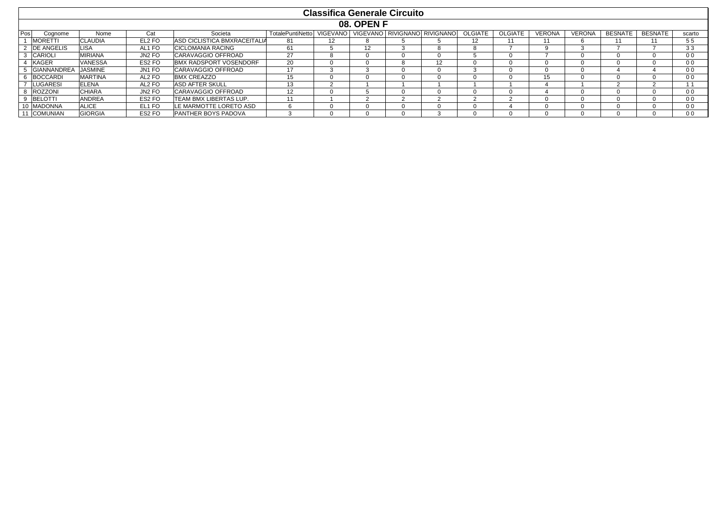# Classifica Generale Circuito

## 08. OPEN F

| Pos | Cognome | Nome | Cat | Societa | TotalePuntiNetto | VIGEVANO | VIGEVANO | RIVIGNANO | RIVIGNANO | OLGIATE | OLGIATE | VERONA | VERONA | BESNATE | BESNATE | scarto |
|---|---|---|---|---|---|---|---|---|---|---|---|---|---|---|---|---|
| 1 | MORETTI | CLAUDIA | EL2 FO | ASD CICLISTICA BMXRACEITALIA | 81 | 12 | 8 | 5 | 5 | 12 | 11 | 11 | 6 | 11 | 11 | 5 5 |
| 2 | DE ANGELIS | LISA | AL1 FO | CICLOMANIA RACING | 61 | 5 | 12 | 3 | 8 | 8 | 7 | 9 | 3 | 7 | 7 | 3 3 |
| 3 | CARIOLI | MIRIANA | JN2 FO | CARAVAGGIO OFFROAD | 27 | 8 | 0 | 0 | 0 | 5 | 0 | 7 | 0 | 0 | 0 | 0 0 |
| 4 | KAGER | VANESSA | ES2 FO | BMX RADSPORT VOSENDORF | 20 | 0 | 0 | 8 | 12 | 0 | 0 | 0 | 0 | 0 | 0 | 0 0 |
| 5 | GIANNANDREA | JASMINE | JN1 FO | CARAVAGGIO OFFROAD | 17 | 3 | 3 | 0 | 0 | 3 | 0 | 0 | 0 | 4 | 4 | 0 0 |
| 6 | BOCCARDI | MARTINA | AL2 FO | BMX CREAZZO | 15 | 0 | 0 | 0 | 0 | 0 | 0 | 15 | 0 | 0 | 0 | 0 0 |
| 7 | LUGARESI | ELENA | AL2 FO | ASD AFTER SKULL | 13 | 2 | 1 | 1 | 1 | 1 | 1 | 4 | 1 | 2 | 2 | 1 1 |
| 8 | ROZZONI | CHIARA | JN2 FO | CARAVAGGIO OFFROAD | 12 | 0 | 5 | 0 | 0 | 0 | 0 | 4 | 0 | 0 | 0 | 0 0 |
| 9 | BELOTTI | ANDREA | ES2 FO | TEAM BMX LIBERTAS LUP. | 11 | 1 | 2 | 2 | 2 | 2 | 2 | 0 | 0 | 0 | 0 | 0 0 |
| 10 | MADONNA | ALICE | EL1 FO | LE MARMOTTE LORETO ASD | 6 | 0 | 0 | 0 | 0 | 0 | 4 | 0 | 0 | 0 | 0 | 0 0 |
| 11 | COMUNIAN | GIORGIA | ES2 FO | PANTHER BOYS PADOVA | 3 | 0 | 0 | 0 | 3 | 0 | 0 | 0 | 0 | 0 | 0 | 0 0 |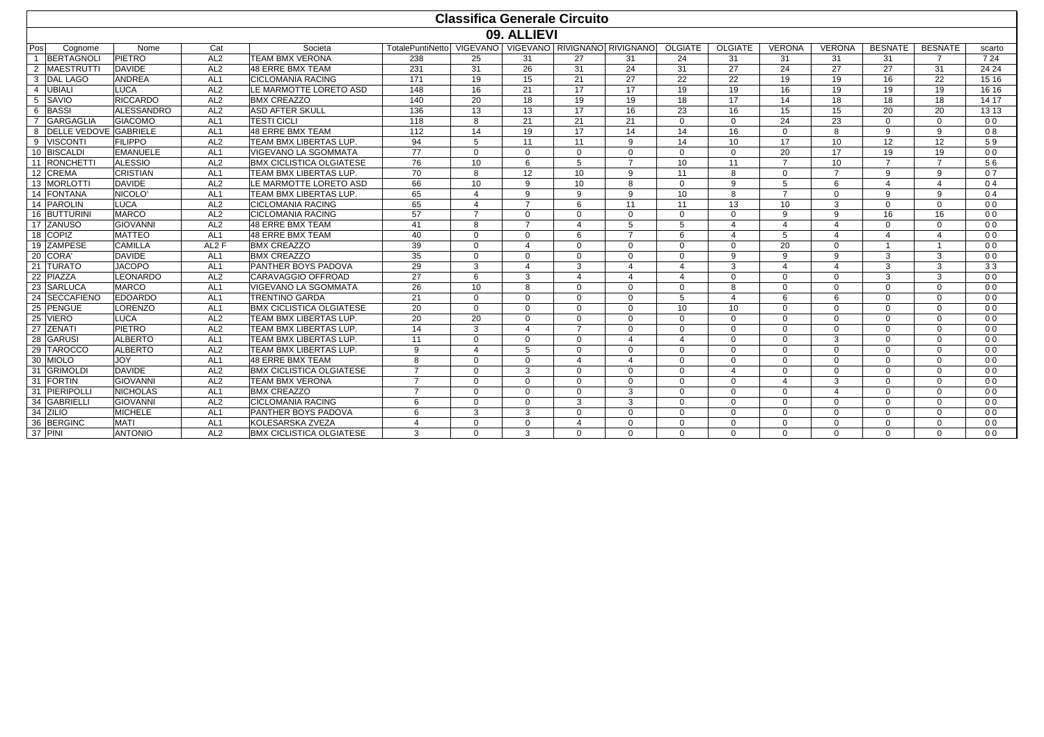# Classifica Generale Circuito

## 09. ALLIEVI

| Pos | Cognome | Nome | Cat | Societa | TotalePuntiNetto | VIGEVANO | VIGEVANO | RIVIGNANO | RIVIGNANO | OLGIATE | OLGIATE | VERONA | VERONA | BESNATE | BESNATE | scarto |
|---|---|---|---|---|---|---|---|---|---|---|---|---|---|---|---|---|
| 1 | BERTAGNOLI | PIETRO | AL2 | TEAM BMX VERONA | 238 | 25 | 31 | 27 | 31 | 24 | 31 | 31 | 31 | 31 | 7 | 7 24 |
| 2 | MAESTRUTTI | DAVIDE | AL2 | 48 ERRE BMX TEAM | 231 | 31 | 26 | 31 | 24 | 31 | 27 | 24 | 27 | 27 | 31 | 24 24 |
| 3 | DAL LAGO | ANDREA | AL1 | CICLOMANIA RACING | 171 | 19 | 15 | 21 | 27 | 22 | 22 | 19 | 19 | 16 | 22 | 15 16 |
| 4 | UBIALI | LUCA | AL2 | LE MARMOTTE LORETO ASD | 148 | 16 | 21 | 17 | 17 | 19 | 19 | 16 | 19 | 19 | 19 | 16 16 |
| 5 | SAVIO | RICCARDO | AL2 | BMX CREAZZO | 140 | 20 | 18 | 19 | 19 | 18 | 17 | 14 | 18 | 18 | 18 | 14 17 |
| 6 | BASSI | ALESSANDRO | AL2 | ASD AFTER SKULL | 136 | 13 | 13 | 17 | 16 | 23 | 16 | 15 | 15 | 20 | 20 | 13 13 |
| 7 | GARGAGLIA | GIACOMO | AL1 | TESTI CICLI | 118 | 8 | 21 | 21 | 21 | 0 | 0 | 24 | 23 | 0 | 0 | 0 0 |
| 8 | DELLE VEDOVE | GABRIELE | AL1 | 48 ERRE BMX TEAM | 112 | 14 | 19 | 17 | 14 | 14 | 16 | 0 | 8 | 9 | 9 | 0 8 |
| 9 | VISCONTI | FILIPPO | AL2 | TEAM BMX LIBERTAS LUP. | 94 | 5 | 11 | 11 | 9 | 14 | 10 | 17 | 10 | 12 | 12 | 5 9 |
| 10 | BISCALDI | EMANUELE | AL1 | VIGEVANO LA SGOMMATA | 77 | 0 | 0 | 0 | 0 | 0 | 0 | 20 | 17 | 19 | 19 | 0 0 |
| 11 | RONCHETTI | ALESSIO | AL2 | BMX CICLISTICA OLGIATESE | 76 | 10 | 6 | 5 | 7 | 10 | 11 | 7 | 10 | 7 | 7 | 5 6 |
| 12 | CREMA | CRISTIAN | AL1 | TEAM BMX LIBERTAS LUP. | 70 | 8 | 12 | 10 | 9 | 11 | 8 | 0 | 7 | 9 | 9 | 0 7 |
| 13 | MORLOTTI | DAVIDE | AL2 | LE MARMOTTE LORETO ASD | 66 | 10 | 9 | 10 | 8 | 0 | 9 | 5 | 6 | 4 | 4 | 0 4 |
| 14 | FONTANA | NICOLO' | AL1 | TEAM BMX LIBERTAS LUP. | 65 | 4 | 9 | 9 | 9 | 10 | 8 | 7 | 0 | 9 | 9 | 0 4 |
| 14 | PAROLIN | LUCA | AL2 | CICLOMANIA RACING | 65 | 4 | 7 | 6 | 11 | 11 | 13 | 10 | 3 | 0 | 0 | 0 0 |
| 16 | BUTTURINI | MARCO | AL2 | CICLOMANIA RACING | 57 | 7 | 0 | 0 | 0 | 0 | 0 | 9 | 9 | 16 | 16 | 0 0 |
| 17 | ZANUSO | GIOVANNI | AL2 | 48 ERRE BMX TEAM | 41 | 8 | 7 | 4 | 5 | 5 | 4 | 4 | 4 | 0 | 0 | 0 0 |
| 18 | COPIZ | MATTEO | AL1 | 48 ERRE BMX TEAM | 40 | 0 | 0 | 6 | 7 | 6 | 4 | 5 | 4 | 4 | 4 | 0 0 |
| 19 | ZAMPESE | CAMILLA | AL2 F | BMX CREAZZO | 39 | 0 | 4 | 0 | 0 | 0 | 0 | 20 | 0 | 1 | 1 | 0 0 |
| 20 | CORA' | DAVIDE | AL1 | BMX CREAZZO | 35 | 0 | 0 | 0 | 0 | 0 | 9 | 9 | 9 | 3 | 3 | 0 0 |
| 21 | TURATO | JACOPO | AL1 | PANTHER BOYS PADOVA | 29 | 3 | 4 | 3 | 4 | 4 | 3 | 4 | 4 | 3 | 3 | 3 3 |
| 22 | PIAZZA | LEONARDO | AL2 | CARAVAGGIO OFFROAD | 27 | 6 | 3 | 4 | 4 | 4 | 0 | 0 | 0 | 3 | 3 | 0 0 |
| 23 | SARLUCA | MARCO | AL1 | VIGEVANO LA SGOMMATA | 26 | 10 | 8 | 0 | 0 | 0 | 8 | 0 | 0 | 0 | 0 | 0 0 |
| 24 | SECCAFIENO | EDOARDO | AL1 | TRENTINO GARDA | 21 | 0 | 0 | 0 | 0 | 5 | 4 | 6 | 6 | 0 | 0 | 0 0 |
| 25 | PENGUE | LORENZO | AL1 | BMX CICLISTICA OLGIATESE | 20 | 0 | 0 | 0 | 0 | 10 | 10 | 0 | 0 | 0 | 0 | 0 0 |
| 25 | VIERO | LUCA | AL2 | TEAM BMX LIBERTAS LUP. | 20 | 20 | 0 | 0 | 0 | 0 | 0 | 0 | 0 | 0 | 0 | 0 0 |
| 27 | ZENATI | PIETRO | AL2 | TEAM BMX LIBERTAS LUP. | 14 | 3 | 4 | 7 | 0 | 0 | 0 | 0 | 0 | 0 | 0 | 0 0 |
| 28 | GARUSI | ALBERTO | AL1 | TEAM BMX LIBERTAS LUP. | 11 | 0 | 0 | 0 | 4 | 4 | 0 | 0 | 3 | 0 | 0 | 0 0 |
| 29 | TAROCCO | ALBERTO | AL2 | TEAM BMX LIBERTAS LUP. | 9 | 4 | 5 | 0 | 0 | 0 | 0 | 0 | 0 | 0 | 0 | 0 0 |
| 30 | MIOLO | JOY | AL1 | 48 ERRE BMX TEAM | 8 | 0 | 0 | 4 | 4 | 0 | 0 | 0 | 0 | 0 | 0 | 0 0 |
| 31 | GRIMOLDI | DAVIDE | AL2 | BMX CICLISTICA OLGIATESE | 7 | 0 | 3 | 0 | 0 | 0 | 4 | 0 | 0 | 0 | 0 | 0 0 |
| 31 | FORTIN | GIOVANNI | AL2 | TEAM BMX VERONA | 7 | 0 | 0 | 0 | 0 | 0 | 0 | 4 | 3 | 0 | 0 | 0 0 |
| 31 | PIERIPOLLI | NICHOLAS | AL1 | BMX CREAZZO | 7 | 0 | 0 | 0 | 3 | 0 | 0 | 0 | 4 | 0 | 0 | 0 0 |
| 34 | GABRIELLI | GIOVANNI | AL2 | CICLOMANIA RACING | 6 | 0 | 0 | 3 | 3 | 0 | 0 | 0 | 0 | 0 | 0 | 0 0 |
| 34 | ZILIO | MICHELE | AL1 | PANTHER BOYS PADOVA | 6 | 3 | 3 | 0 | 0 | 0 | 0 | 0 | 0 | 0 | 0 | 0 0 |
| 36 | BERGINC | MATI | AL1 | KOLESARSKA ZVEZA | 4 | 0 | 0 | 4 | 0 | 0 | 0 | 0 | 0 | 0 | 0 | 0 0 |
| 37 | PINI | ANTONIO | AL2 | BMX CICLISTICA OLGIATESE | 3 | 0 | 3 | 0 | 0 | 0 | 0 | 0 | 0 | 0 | 0 | 0 0 |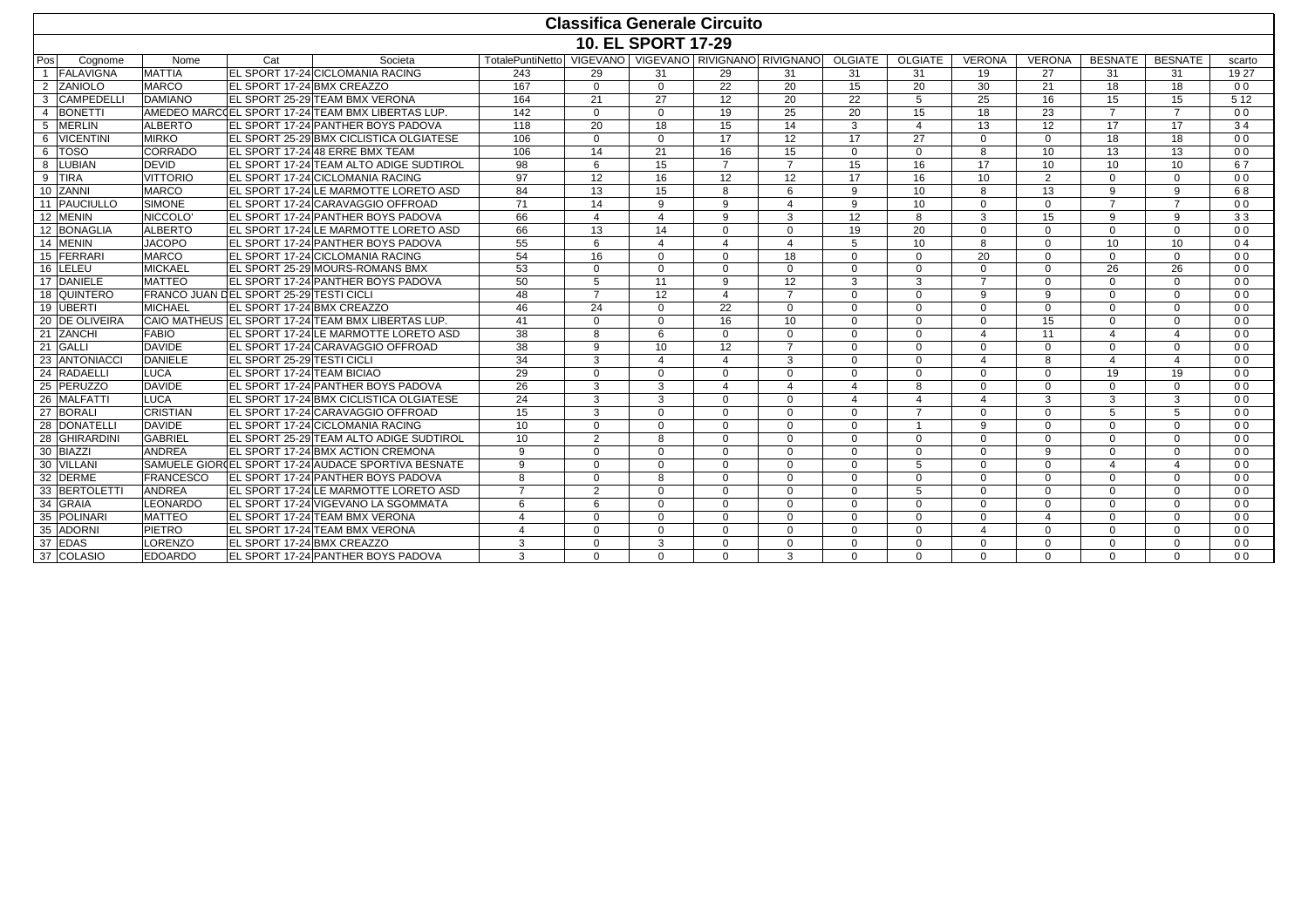# Classifica Generale Circuito

## 10. EL SPORT 17-29

| Pos | Cognome | Nome | Cat | Societa | TotalePuntiNetto | VIGEVANO | VIGEVANO | RIVIGNANO | RIVIGNANO | OLGIATE | OLGIATE | VERONA | VERONA | BESNATE | BESNATE | scarto |
|---|---|---|---|---|---|---|---|---|---|---|---|---|---|---|---|---|
| 1 | FALAVIGNA | MATTIA | EL SPORT 17-24 | CICLOMANIA RACING | 243 | 29 | 31 | 29 | 31 | 31 | 31 | 19 | 27 | 31 | 31 | 19 27 |
| 2 | ZANIOLO | MARCO | EL SPORT 17-24 | BMX CREAZZO | 167 | 0 | 0 | 22 | 20 | 15 | 20 | 30 | 21 | 18 | 18 | 0 0 |
| 3 | CAMPEDELLI | DAMIANO | EL SPORT 25-29 | TEAM BMX VERONA | 164 | 21 | 27 | 12 | 20 | 22 | 5 | 25 | 16 | 15 | 15 | 5 12 |
| 4 | BONETTI | AMEDEO MARCO | EL SPORT 17-24 | TEAM BMX LIBERTAS LUP. | 142 | 0 | 0 | 19 | 25 | 20 | 15 | 18 | 23 | 7 | 7 | 0 0 |
| 5 | MERLIN | ALBERTO | EL SPORT 17-24 | PANTHER BOYS PADOVA | 118 | 20 | 18 | 15 | 14 | 3 | 4 | 13 | 12 | 17 | 17 | 3 4 |
| 6 | VICENTINI | MIRKO | EL SPORT 25-29 | BMX CICLISTICA OLGIATESE | 106 | 0 | 0 | 17 | 12 | 17 | 27 | 0 | 0 | 18 | 18 | 0 0 |
| 6 | TOSO | CORRADO | EL SPORT 17-24 | 48 ERRE BMX TEAM | 106 | 14 | 21 | 16 | 15 | 0 | 0 | 8 | 10 | 13 | 13 | 0 0 |
| 8 | LUBIAN | DEVID | EL SPORT 17-24 | TEAM ALTO ADIGE SUDTIROL | 98 | 6 | 15 | 7 | 7 | 15 | 16 | 17 | 10 | 10 | 10 | 6 7 |
| 9 | TIRA | VITTORIO | EL SPORT 17-24 | CICLOMANIA RACING | 97 | 12 | 16 | 12 | 12 | 17 | 16 | 10 | 2 | 0 | 0 | 0 0 |
| 10 | ZANNI | MARCO | EL SPORT 17-24 | LE MARMOTTE LORETO ASD | 84 | 13 | 15 | 8 | 6 | 9 | 10 | 8 | 13 | 9 | 9 | 6 8 |
| 11 | PAUCIULLO | SIMONE | EL SPORT 17-24 | CARAVAGGIO OFFROAD | 71 | 14 | 9 | 9 | 4 | 9 | 10 | 0 | 0 | 7 | 7 | 0 0 |
| 12 | MENIN | NICCOLO' | EL SPORT 17-24 | PANTHER BOYS PADOVA | 66 | 4 | 4 | 9 | 3 | 12 | 8 | 3 | 15 | 9 | 9 | 3 3 |
| 12 | BONAGLIA | ALBERTO | EL SPORT 17-24 | LE MARMOTTE LORETO ASD | 66 | 13 | 14 | 0 | 0 | 19 | 20 | 0 | 0 | 0 | 0 | 0 0 |
| 14 | MENIN | JACOPO | EL SPORT 17-24 | PANTHER BOYS PADOVA | 55 | 6 | 4 | 4 | 4 | 5 | 10 | 8 | 0 | 10 | 10 | 0 4 |
| 15 | FERRARI | MARCO | EL SPORT 17-24 | CICLOMANIA RACING | 54 | 16 | 0 | 0 | 18 | 0 | 0 | 20 | 0 | 0 | 0 | 0 0 |
| 16 | LELEU | MICKAEL | EL SPORT 25-29 | MOURS-ROMANS BMX | 53 | 0 | 0 | 0 | 0 | 0 | 0 | 0 | 0 | 26 | 26 | 0 0 |
| 17 | DANIELE | MATTEO | EL SPORT 17-24 | PANTHER BOYS PADOVA | 50 | 5 | 11 | 9 | 12 | 3 | 3 | 7 | 0 | 0 | 0 | 0 0 |
| 18 | QUINTERO | FRANCO JUAN D | EL SPORT 25-29 | TESTI CICLI | 48 | 7 | 12 | 4 | 7 | 0 | 0 | 9 | 9 | 0 | 0 | 0 0 |
| 19 | UBERTI | MICHAEL | EL SPORT 17-24 | BMX CREAZZO | 46 | 24 | 0 | 22 | 0 | 0 | 0 | 0 | 0 | 0 | 0 | 0 0 |
| 20 | DE OLIVEIRA | CAIO MATHEUS | EL SPORT 17-24 | TEAM BMX LIBERTAS LUP. | 41 | 0 | 0 | 16 | 10 | 0 | 0 | 0 | 15 | 0 | 0 | 0 0 |
| 21 | ZANCHI | FABIO | EL SPORT 17-24 | LE MARMOTTE LORETO ASD | 38 | 8 | 6 | 0 | 0 | 0 | 0 | 4 | 11 | 4 | 4 | 0 0 |
| 21 | GALLI | DAVIDE | EL SPORT 17-24 | CARAVAGGIO OFFROAD | 38 | 9 | 10 | 12 | 7 | 0 | 0 | 0 | 0 | 0 | 0 | 0 0 |
| 23 | ANTONIACCI | DANIELE | EL SPORT 25-29 | TESTI CICLI | 34 | 3 | 4 | 4 | 3 | 0 | 0 | 4 | 8 | 4 | 4 | 0 0 |
| 24 | RADAELLI | LUCA | EL SPORT 17-24 | TEAM BICIAO | 29 | 0 | 0 | 0 | 0 | 0 | 0 | 0 | 0 | 19 | 19 | 0 0 |
| 25 | PERUZZO | DAVIDE | EL SPORT 17-24 | PANTHER BOYS PADOVA | 26 | 3 | 3 | 4 | 4 | 4 | 8 | 0 | 0 | 0 | 0 | 0 0 |
| 26 | MALFATTI | LUCA | EL SPORT 17-24 | BMX CICLISTICA OLGIATESE | 24 | 3 | 3 | 0 | 0 | 4 | 4 | 4 | 3 | 3 | 3 | 0 0 |
| 27 | BORALI | CRISTIAN | EL SPORT 17-24 | CARAVAGGIO OFFROAD | 15 | 3 | 0 | 0 | 0 | 0 | 7 | 0 | 0 | 5 | 5 | 0 0 |
| 28 | DONATELLI | DAVIDE | EL SPORT 17-24 | CICLOMANIA RACING | 10 | 0 | 0 | 0 | 0 | 0 | 1 | 9 | 0 | 0 | 0 | 0 0 |
| 28 | GHIRARDINI | GABRIEL | EL SPORT 25-29 | TEAM ALTO ADIGE SUDTIROL | 10 | 2 | 8 | 0 | 0 | 0 | 0 | 0 | 0 | 0 | 0 | 0 0 |
| 30 | BIAZZI | ANDREA | EL SPORT 17-24 | BMX ACTION CREMONA | 9 | 0 | 0 | 0 | 0 | 0 | 0 | 0 | 9 | 0 | 0 | 0 0 |
| 30 | VILLANI | SAMUELE GIORG | EL SPORT 17-24 | AUDACE SPORTIVA BESNATE | 9 | 0 | 0 | 0 | 0 | 0 | 5 | 0 | 0 | 4 | 4 | 0 0 |
| 32 | DERME | FRANCESCO | EL SPORT 17-24 | PANTHER BOYS PADOVA | 8 | 0 | 8 | 0 | 0 | 0 | 0 | 0 | 0 | 0 | 0 | 0 0 |
| 33 | BERTOLETTI | ANDREA | EL SPORT 17-24 | LE MARMOTTE LORETO ASD | 7 | 2 | 0 | 0 | 0 | 0 | 5 | 0 | 0 | 0 | 0 | 0 0 |
| 34 | GRAIA | LEONARDO | EL SPORT 17-24 | VIGEVANO LA SGOMMATA | 6 | 6 | 0 | 0 | 0 | 0 | 0 | 0 | 0 | 0 | 0 | 0 0 |
| 35 | POLINARI | MATTEO | EL SPORT 17-24 | TEAM BMX VERONA | 4 | 0 | 0 | 0 | 0 | 0 | 0 | 0 | 4 | 0 | 0 | 0 0 |
| 35 | ADORNI | PIETRO | EL SPORT 17-24 | TEAM BMX VERONA | 4 | 0 | 0 | 0 | 0 | 0 | 0 | 4 | 0 | 0 | 0 | 0 0 |
| 37 | EDAS | LORENZO | EL SPORT 17-24 | BMX CREAZZO | 3 | 0 | 3 | 0 | 0 | 0 | 0 | 0 | 0 | 0 | 0 | 0 0 |
| 37 | COLASIO | EDOARDO | EL SPORT 17-24 | PANTHER BOYS PADOVA | 3 | 0 | 0 | 0 | 3 | 0 | 0 | 0 | 0 | 0 | 0 | 0 0 |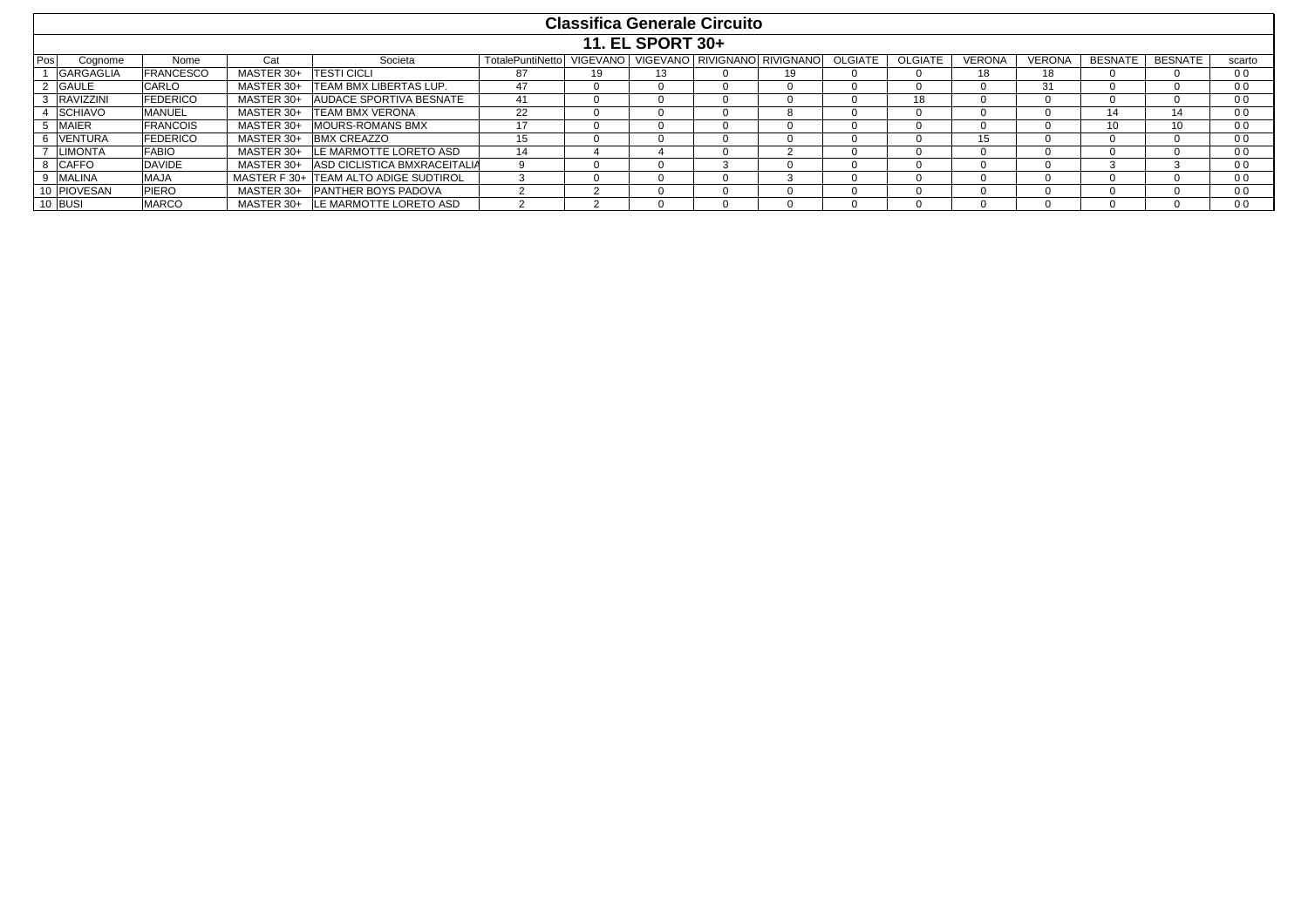# Classifica Generale Circuito

## 11. EL SPORT 30+

| Pos | Cognome | Nome | Cat | Societa | TotalePuntiNetto | VIGEVANO | VIGEVANO | RIVIGNANO | RIVIGNANO | OLGIATE | OLGIATE | VERONA | VERONA | BESNATE | BESNATE | scarto |
|---|---|---|---|---|---|---|---|---|---|---|---|---|---|---|---|---|
| 1 | GARGAGLIA | FRANCESCO | MASTER 30+ | TESTI CICLI | 87 | 19 | 13 | 0 | 19 | 0 | 0 | 18 | 18 | 0 | 0 | 0 0 |
| 2 | GAULE | CARLO | MASTER 30+ | TEAM BMX LIBERTAS LUP. | 47 | 0 | 0 | 0 | 0 | 0 | 0 | 0 | 31 | 0 | 0 | 0 0 |
| 3 | RAVIZZINI | FEDERICO | MASTER 30+ | AUDACE SPORTIVA BESNATE | 41 | 0 | 0 | 0 | 0 | 0 | 18 | 0 | 0 | 0 | 0 | 0 0 |
| 4 | SCHIAVO | MANUEL | MASTER 30+ | TEAM BMX VERONA | 22 | 0 | 0 | 0 | 8 | 0 | 0 | 0 | 0 | 14 | 14 | 0 0 |
| 5 | MAIER | FRANCOIS | MASTER 30+ | MOURS-ROMANS BMX | 17 | 0 | 0 | 0 | 0 | 0 | 0 | 0 | 0 | 10 | 10 | 0 0 |
| 6 | VENTURA | FEDERICO | MASTER 30+ | BMX CREAZZO | 15 | 0 | 0 | 0 | 0 | 0 | 0 | 15 | 0 | 0 | 0 | 0 0 |
| 7 | LIMONTA | FABIO | MASTER 30+ | LE MARMOTTE LORETO ASD | 14 | 4 | 4 | 0 | 2 | 0 | 0 | 0 | 0 | 0 | 0 | 0 0 |
| 8 | CAFFO | DAVIDE | MASTER 30+ | ASD CICLISTICA BMXRACEITALIA | 9 | 0 | 0 | 3 | 0 | 0 | 0 | 0 | 0 | 3 | 3 | 0 0 |
| 9 | MALINA | MAJA | MASTER F 30+ | TEAM ALTO ADIGE SUDTIROL | 3 | 0 | 0 | 0 | 3 | 0 | 0 | 0 | 0 | 0 | 0 | 0 0 |
| 10 | PIOVESAN | PIERO | MASTER 30+ | PANTHER BOYS PADOVA | 2 | 2 | 0 | 0 | 0 | 0 | 0 | 0 | 0 | 0 | 0 | 0 0 |
| 10 | BUSI | MARCO | MASTER 30+ | LE MARMOTTE LORETO ASD | 2 | 2 | 0 | 0 | 0 | 0 | 0 | 0 | 0 | 0 | 0 | 0 0 |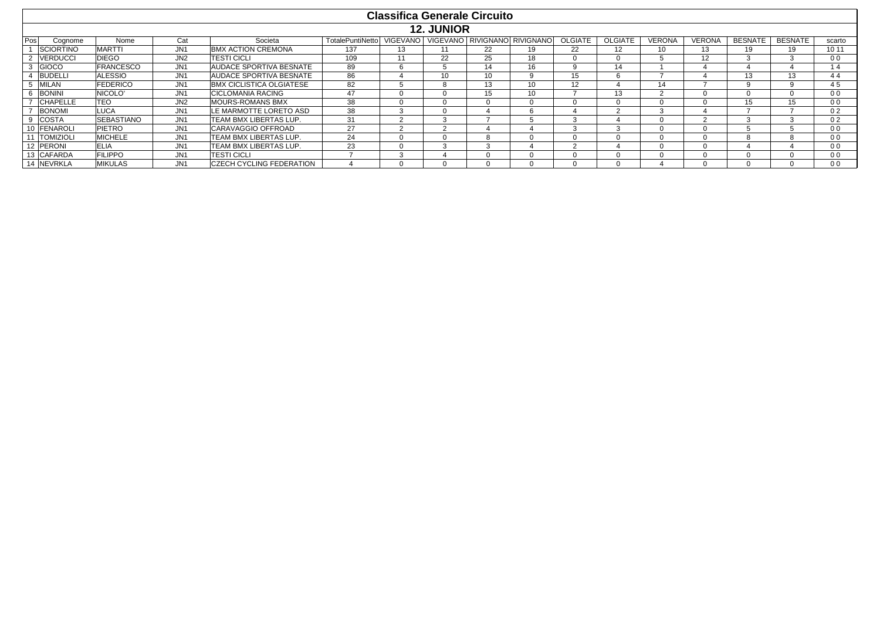# Classifica Generale Circuito

## 12. JUNIOR

| Pos | Cognome | Nome | Cat | Societa | TotalePuntiNetto | VIGEVANO | VIGEVANO | RIVIGNANO | RIVIGNANO | OLGIATE | OLGIATE | VERONA | VERONA | BESNATE | BESNATE | scarto |
|---|---|---|---|---|---|---|---|---|---|---|---|---|---|---|---|---|
| 1 | SCIORTINO | MARTTI | JN1 | BMX ACTION CREMONA | 137 | 13 | 11 | 22 | 19 | 22 | 12 | 10 | 13 | 19 | 19 | 10 11 |
| 2 | VERDUCCI | DIEGO | JN2 | TESTI CICLI | 109 | 11 | 22 | 25 | 18 | 0 | 0 | 5 | 12 | 3 | 3 | 0 0 |
| 3 | GIOCO | FRANCESCO | JN1 | AUDACE SPORTIVA BESNATE | 89 | 6 | 5 | 14 | 16 | 9 | 14 | 1 | 4 | 4 | 4 | 1 4 |
| 4 | BUDELLI | ALESSIO | JN1 | AUDACE SPORTIVA BESNATE | 86 | 4 | 10 | 10 | 9 | 15 | 6 | 7 | 4 | 13 | 13 | 4 4 |
| 5 | MILAN | FEDERICO | JN1 | BMX CICLISTICA OLGIATESE | 82 | 5 | 8 | 13 | 10 | 12 | 4 | 14 | 7 | 9 | 9 | 4 5 |
| 6 | BONINI | NICOLO' | JN1 | CICLOMANIA RACING | 47 | 0 | 0 | 15 | 10 | 7 | 13 | 2 | 0 | 0 | 0 | 0 0 |
| 7 | CHAPELLE | TEO | JN2 | MOURS-ROMANS BMX | 38 | 0 | 0 | 0 | 0 | 0 | 0 | 0 | 0 | 15 | 15 | 0 0 |
| 7 | BONOMI | LUCA | JN1 | LE MARMOTTE LORETO ASD | 38 | 3 | 0 | 4 | 6 | 4 | 2 | 3 | 4 | 7 | 7 | 0 2 |
| 9 | COSTA | SEBASTIANO | JN1 | TEAM BMX LIBERTAS LUP. | 31 | 2 | 3 | 7 | 5 | 3 | 4 | 0 | 2 | 3 | 3 | 0 2 |
| 10 | FENAROLI | PIETRO | JN1 | CARAVAGGIO OFFROAD | 27 | 2 | 2 | 4 | 4 | 3 | 3 | 0 | 0 | 5 | 5 | 0 0 |
| 11 | TOMIZIOLI | MICHELE | JN1 | TEAM BMX LIBERTAS LUP. | 24 | 0 | 0 | 8 | 0 | 0 | 0 | 0 | 0 | 8 | 8 | 0 0 |
| 12 | PERONI | ELIA | JN1 | TEAM BMX LIBERTAS LUP. | 23 | 0 | 3 | 3 | 4 | 2 | 4 | 0 | 0 | 4 | 4 | 0 0 |
| 13 | CAFARDA | FILIPPO | JN1 | TESTI CICLI | 7 | 3 | 4 | 0 | 0 | 0 | 0 | 0 | 0 | 0 | 0 | 0 0 |
| 14 | NEVRKLA | MIKULAS | JN1 | CZECH CYCLING FEDERATION | 4 | 0 | 0 | 0 | 0 | 0 | 0 | 4 | 0 | 0 | 0 | 0 0 |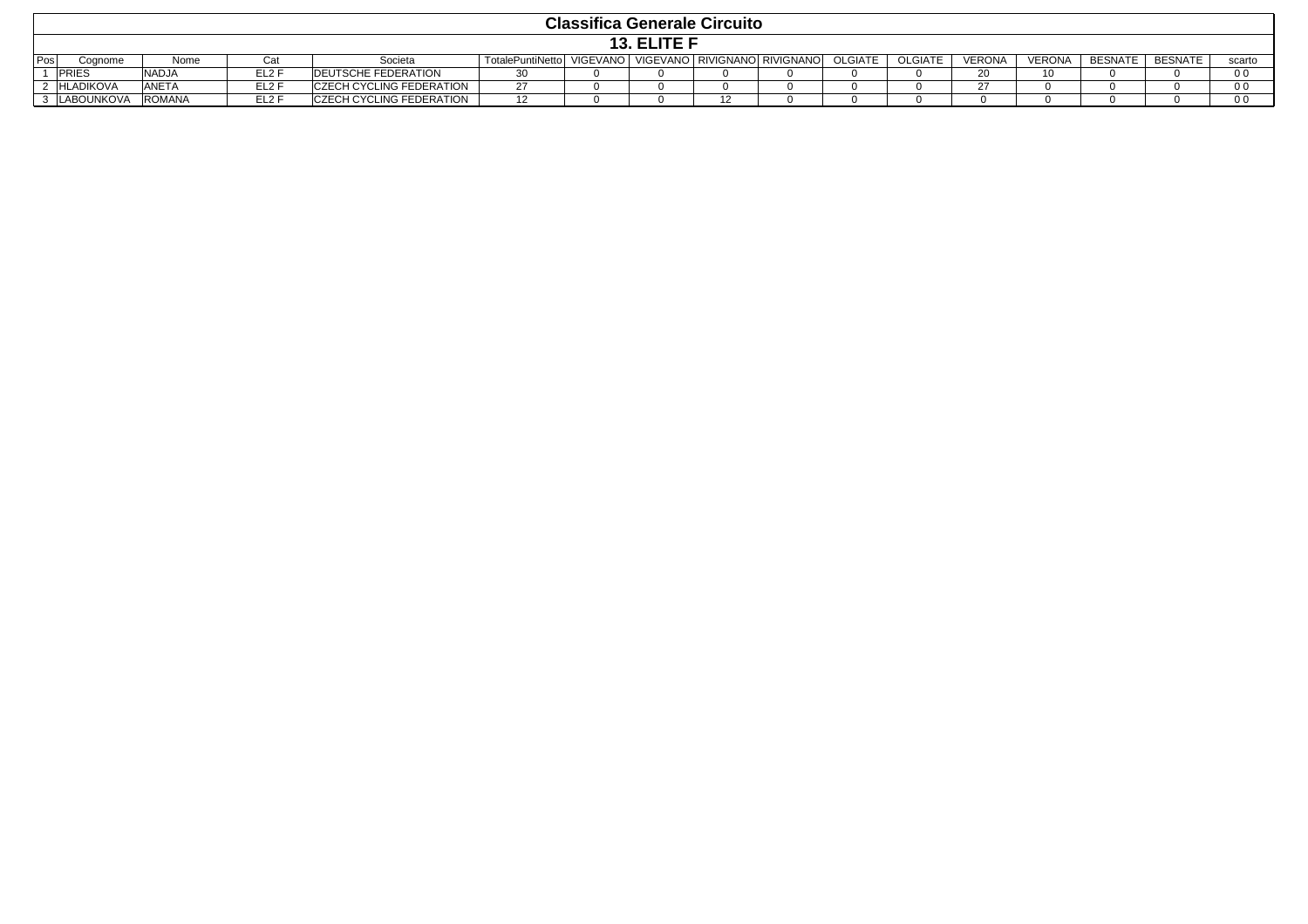# Classifica Generale Circuito

## 13. ELITE F

| Pos | Cognome | Nome | Cat | Societa | TotalePuntiNetto | VIGEVANO | VIGEVANO | RIVIGNANO | RIVIGNANO | OLGIATE | OLGIATE | VERONA | VERONA | BESNATE | BESNATE | scarto |
|---|---|---|---|---|---|---|---|---|---|---|---|---|---|---|---|---|
| 1 | PRIES | NADJA | EL2 F | DEUTSCHE FEDERATION | 30 | 0 | 0 | 0 | 0 | 0 | 0 | 20 | 10 | 0 | 0 | 0 0 |
| 2 | HLADIKOVA | ANETA | EL2 F | CZECH CYCLING FEDERATION | 27 | 0 | 0 | 0 | 0 | 0 | 0 | 27 | 0 | 0 | 0 | 0 0 |
| 3 | LABOUNKOVA | ROMANA | EL2 F | CZECH CYCLING FEDERATION | 12 | 0 | 0 | 12 | 0 | 0 | 0 | 0 | 0 | 0 | 0 | 0 0 |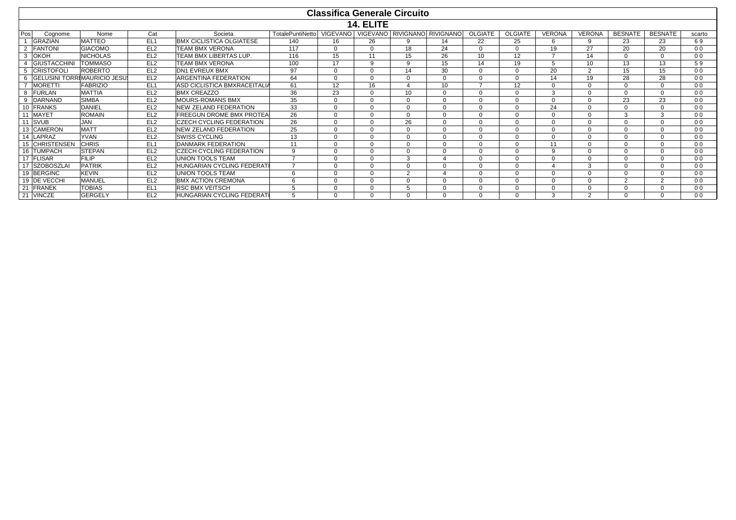# Classifica Generale Circuito

## 14. ELITE

| Pos | Cognome | Nome | Cat | Societa | TotalePuntiNetto | VIGEVANO | VIGEVANO | RIVIGNANO | RIVIGNANO | OLGIATE | OLGIATE | VERONA | VERONA | BESNATE | BESNATE | scarto |
|---|---|---|---|---|---|---|---|---|---|---|---|---|---|---|---|---|
| 1 | GRAZIAN | MATTEO | EL1 | BMX CICLISTICA OLGIATESE | 140 | 16 | 26 | 9 | 14 | 22 | 25 | 6 | 9 | 23 | 23 | 6 9 |
| 2 | FANTONI | GIACOMO | EL2 | TEAM BMX VERONA | 117 | 0 | 0 | 18 | 24 | 0 | 0 | 19 | 27 | 20 | 20 | 0 0 |
| 3 | OKOH | NICHOLAS | EL2 | TEAM BMX LIBERTAS LUP. | 116 | 15 | 11 | 15 | 26 | 10 | 12 | 7 | 14 | 0 | 0 | 0 0 |
| 4 | GIUSTACCHINI | TOMMASO | EL2 | TEAM BMX VERONA | 100 | 17 | 9 | 9 | 15 | 14 | 19 | 5 | 10 | 13 | 13 | 5 9 |
| 5 | CRISTOFOLI | ROBERTO | EL2 | DN1 EVREUX BMX | 97 | 0 | 0 | 14 | 30 | 0 | 0 | 20 | 2 | 15 | 15 | 0 0 |
| 6 | GELUSINI TORRI | MAURICIO JESUS | EL2 | ARGENTINA FEDERATION | 64 | 0 | 0 | 0 | 0 | 0 | 0 | 14 | 19 | 28 | 28 | 0 0 |
| 7 | MORETTI | FABRIZIO | EL1 | ASD CICLISTICA BMXRACEITALIA | 61 | 12 | 16 | 4 | 10 | 7 | 12 | 0 | 0 | 0 | 0 | 0 0 |
| 8 | FURLAN | MATTIA | EL2 | BMX CREAZZO | 36 | 23 | 0 | 10 | 0 | 0 | 0 | 3 | 0 | 0 | 0 | 0 0 |
| 9 | DARNAND | SIMBA | EL2 | MOURS-ROMANS BMX | 35 | 0 | 0 | 0 | 0 | 0 | 0 | 0 | 0 | 23 | 23 | 0 0 |
| 10 | FRANKS | DANIEL | EL2 | NEW ZELAND FEDERATION | 33 | 0 | 0 | 0 | 0 | 0 | 0 | 24 | 0 | 0 | 0 | 0 0 |
| 11 | MAYET | ROMAIN | EL2 | FREEGUN DROME BMX PROTEA | 26 | 0 | 0 | 0 | 0 | 0 | 0 | 0 | 0 | 3 | 3 | 0 0 |
| 11 | SVUB | JAN | EL2 | CZECH CYCLING FEDERATION | 26 | 0 | 0 | 26 | 0 | 0 | 0 | 0 | 0 | 0 | 0 | 0 0 |
| 13 | CAMERON | MATT | EL2 | NEW ZELAND FEDERATION | 25 | 0 | 0 | 0 | 0 | 0 | 0 | 0 | 0 | 0 | 0 | 0 0 |
| 14 | LAPRAZ | YVAN | EL2 | SWISS CYCLING | 13 | 0 | 0 | 0 | 0 | 0 | 0 | 0 | 0 | 0 | 0 | 0 0 |
| 15 | CHRISTENSEN | CHRIS | EL1 | DANMARK FEDERATION | 11 | 0 | 0 | 0 | 0 | 0 | 0 | 11 | 0 | 0 | 0 | 0 0 |
| 16 | TUMPACH | STEPAN | EL2 | CZECH CYCLING FEDERATION | 9 | 0 | 0 | 0 | 0 | 0 | 0 | 9 | 0 | 0 | 0 | 0 0 |
| 17 | FLISAR | FILIP | EL2 | UNION TOOLS TEAM | 7 | 0 | 0 | 3 | 4 | 0 | 0 | 0 | 0 | 0 | 0 | 0 0 |
| 17 | SZOBOSZLAI | PATRIK | EL2 | HUNGARIAN CYCLING FEDERATI | 7 | 0 | 0 | 0 | 0 | 0 | 0 | 4 | 3 | 0 | 0 | 0 0 |
| 19 | BERGINC | KEVIN | EL2 | UNION TOOLS TEAM | 6 | 0 | 0 | 2 | 4 | 0 | 0 | 0 | 0 | 0 | 0 | 0 0 |
| 19 | DE VECCHI | MANUEL | EL2 | BMX ACTION CREMONA | 6 | 0 | 0 | 0 | 0 | 0 | 0 | 0 | 0 | 2 | 2 | 0 0 |
| 21 | FRANEK | TOBIAS | EL1 | RSC BMX VEITSCH | 5 | 0 | 0 | 5 | 0 | 0 | 0 | 0 | 0 | 0 | 0 | 0 0 |
| 21 | VINCZE | GERGELY | EL2 | HUNGARIAN CYCLING FEDERATI | 5 | 0 | 0 | 0 | 0 | 0 | 0 | 3 | 2 | 0 | 0 | 0 0 |